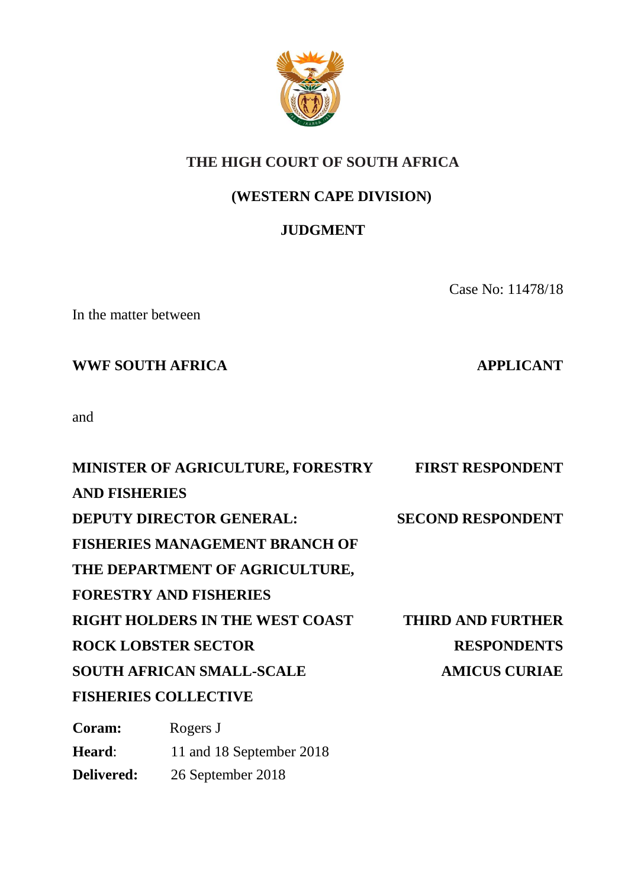# THE HIGH COURT OF SOUTH AFRICA

## (WESTERN CAPE DIVISION)

## JUDGMENT

Case No: 11478/18

In the matter between

| | |
|---|---|
| **WWF SOUTH AFRICA** | **APPLICANT** |

and

| | |
|---|---|
| **MINISTER OF AGRICULTURE, FORESTRY AND FISHERIES** | **FIRST RESPONDENT** |
| **DEPUTY DIRECTOR GENERAL: FISHERIES MANAGEMENT BRANCH OF THE DEPARTMENT OF AGRICULTURE, FORESTRY AND FISHERIES** | **SECOND RESPONDENT** |
| **RIGHT HOLDERS IN THE WEST COAST ROCK LOBSTER SECTOR** | **THIRD AND FURTHER RESPONDENTS** |
| **SOUTH AFRICAN SMALL-SCALE FISHERIES COLLECTIVE** | **AMICUS CURIAE** |

**Coram:** Rogers J

**Heard**: 11 and 18 September 2018

**Delivered:** 26 September 2018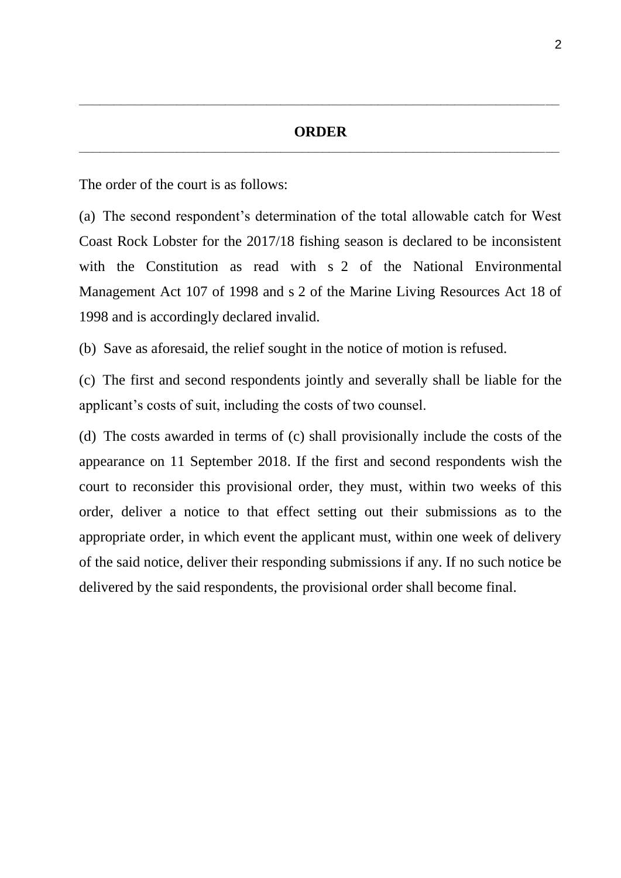## ORDER

The order of the court is as follows:

(a) The second respondent's determination of the total allowable catch for West Coast Rock Lobster for the 2017/18 fishing season is declared to be inconsistent with the Constitution as read with s 2 of the National Environmental Management Act 107 of 1998 and s 2 of the Marine Living Resources Act 18 of 1998 and is accordingly declared invalid.

(b) Save as aforesaid, the relief sought in the notice of motion is refused.

(c) The first and second respondents jointly and severally shall be liable for the applicant's costs of suit, including the costs of two counsel.

(d) The costs awarded in terms of (c) shall provisionally include the costs of the appearance on 11 September 2018. If the first and second respondents wish the court to reconsider this provisional order, they must, within two weeks of this order, deliver a notice to that effect setting out their submissions as to the appropriate order, in which event the applicant must, within one week of delivery of the said notice, deliver their responding submissions if any. If no such notice be delivered by the said respondents, the provisional order shall become final.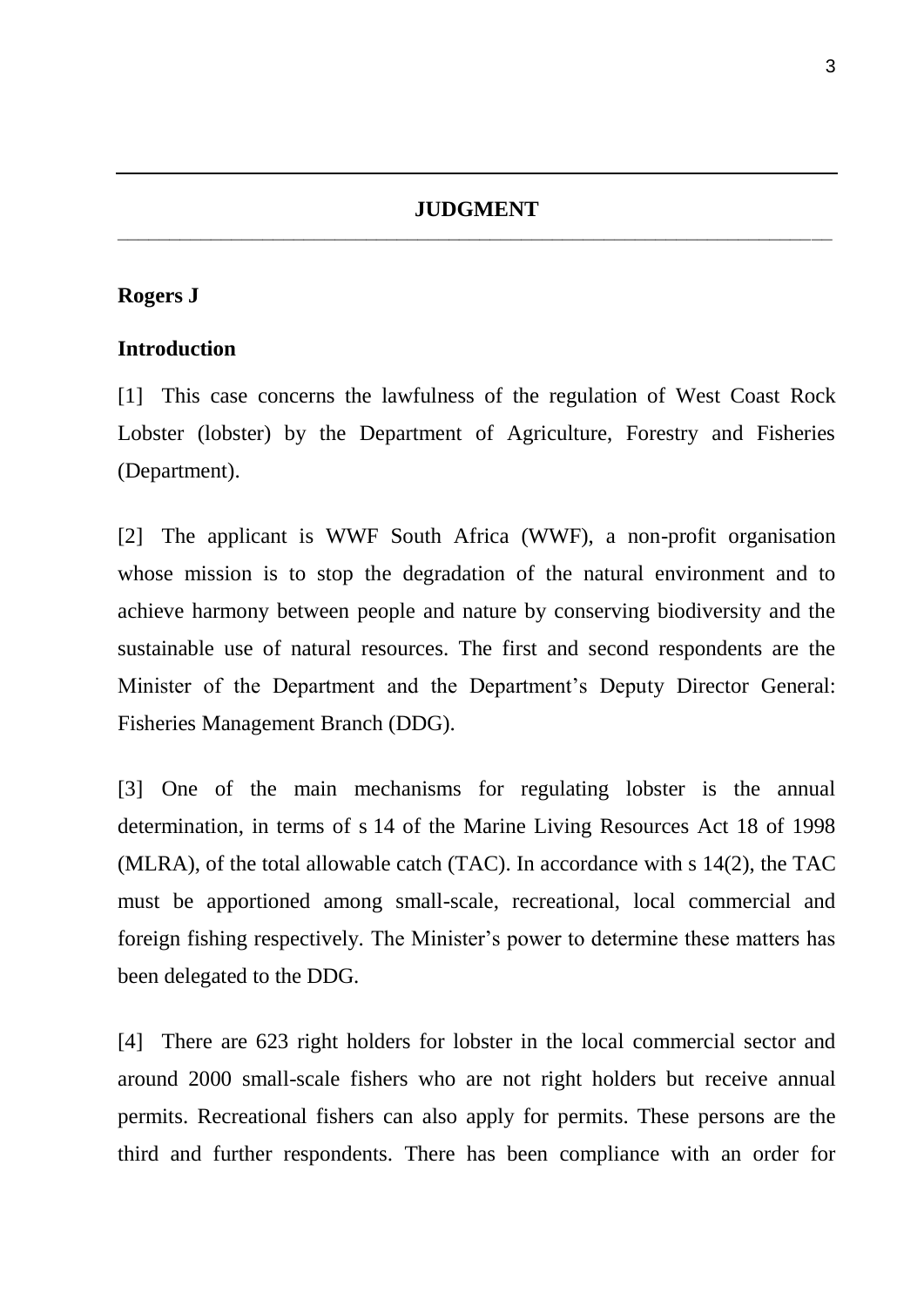## JUDGMENT

**Rogers J**

**Introduction**

[1] This case concerns the lawfulness of the regulation of West Coast Rock Lobster (lobster) by the Department of Agriculture, Forestry and Fisheries (Department).

[2] The applicant is WWF South Africa (WWF), a non-profit organisation whose mission is to stop the degradation of the natural environment and to achieve harmony between people and nature by conserving biodiversity and the sustainable use of natural resources. The first and second respondents are the Minister of the Department and the Department's Deputy Director General: Fisheries Management Branch (DDG).

[3] One of the main mechanisms for regulating lobster is the annual determination, in terms of s 14 of the Marine Living Resources Act 18 of 1998 (MLRA), of the total allowable catch (TAC). In accordance with s 14(2), the TAC must be apportioned among small-scale, recreational, local commercial and foreign fishing respectively. The Minister's power to determine these matters has been delegated to the DDG.

[4] There are 623 right holders for lobster in the local commercial sector and around 2000 small-scale fishers who are not right holders but receive annual permits. Recreational fishers can also apply for permits. These persons are the third and further respondents. There has been compliance with an order for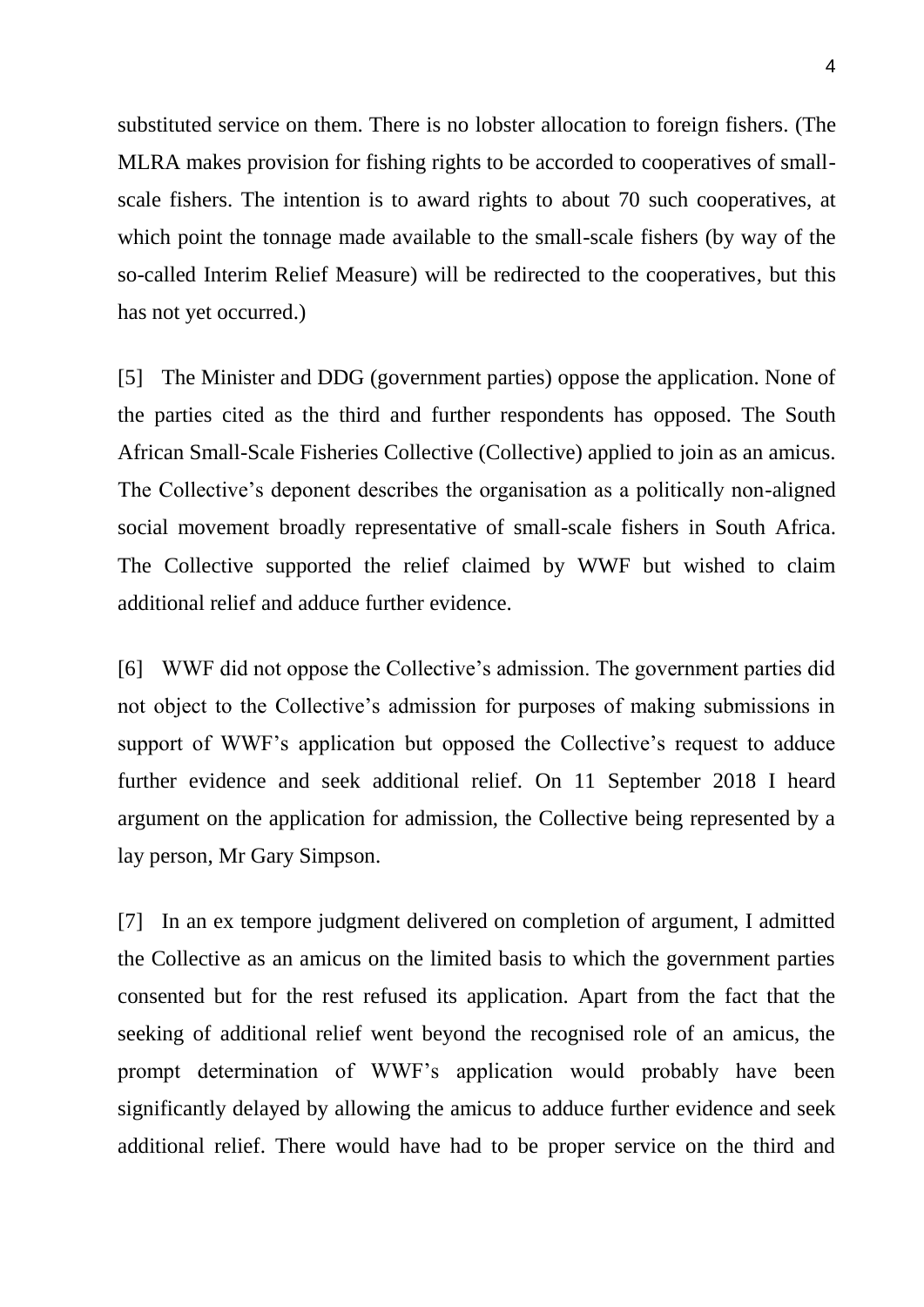substituted service on them. There is no lobster allocation to foreign fishers. (The MLRA makes provision for fishing rights to be accorded to cooperatives of small-scale fishers. The intention is to award rights to about 70 such cooperatives, at which point the tonnage made available to the small-scale fishers (by way of the so-called Interim Relief Measure) will be redirected to the cooperatives, but this has not yet occurred.)

[5] The Minister and DDG (government parties) oppose the application. None of the parties cited as the third and further respondents has opposed. The South African Small-Scale Fisheries Collective (Collective) applied to join as an amicus. The Collective's deponent describes the organisation as a politically non-aligned social movement broadly representative of small-scale fishers in South Africa. The Collective supported the relief claimed by WWF but wished to claim additional relief and adduce further evidence.

[6] WWF did not oppose the Collective's admission. The government parties did not object to the Collective's admission for purposes of making submissions in support of WWF's application but opposed the Collective's request to adduce further evidence and seek additional relief. On 11 September 2018 I heard argument on the application for admission, the Collective being represented by a lay person, Mr Gary Simpson.

[7] In an ex tempore judgment delivered on completion of argument, I admitted the Collective as an amicus on the limited basis to which the government parties consented but for the rest refused its application. Apart from the fact that the seeking of additional relief went beyond the recognised role of an amicus, the prompt determination of WWF's application would probably have been significantly delayed by allowing the amicus to adduce further evidence and seek additional relief. There would have had to be proper service on the third and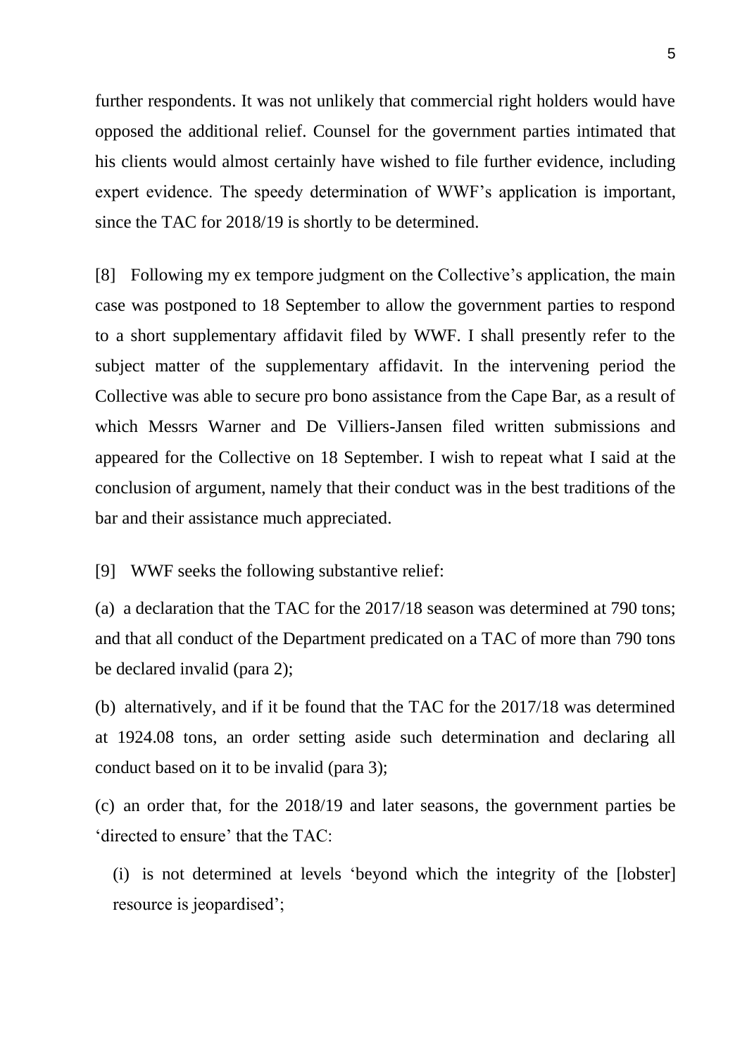further respondents. It was not unlikely that commercial right holders would have opposed the additional relief. Counsel for the government parties intimated that his clients would almost certainly have wished to file further evidence, including expert evidence. The speedy determination of WWF's application is important, since the TAC for 2018/19 is shortly to be determined.

[8] Following my ex tempore judgment on the Collective's application, the main case was postponed to 18 September to allow the government parties to respond to a short supplementary affidavit filed by WWF. I shall presently refer to the subject matter of the supplementary affidavit. In the intervening period the Collective was able to secure pro bono assistance from the Cape Bar, as a result of which Messrs Warner and De Villiers-Jansen filed written submissions and appeared for the Collective on 18 September. I wish to repeat what I said at the conclusion of argument, namely that their conduct was in the best traditions of the bar and their assistance much appreciated.

[9] WWF seeks the following substantive relief:

(a) a declaration that the TAC for the 2017/18 season was determined at 790 tons; and that all conduct of the Department predicated on a TAC of more than 790 tons be declared invalid (para 2);

(b) alternatively, and if it be found that the TAC for the 2017/18 was determined at 1924.08 tons, an order setting aside such determination and declaring all conduct based on it to be invalid (para 3);

(c) an order that, for the 2018/19 and later seasons, the government parties be 'directed to ensure' that the TAC:

(i) is not determined at levels 'beyond which the integrity of the [lobster] resource is jeopardised';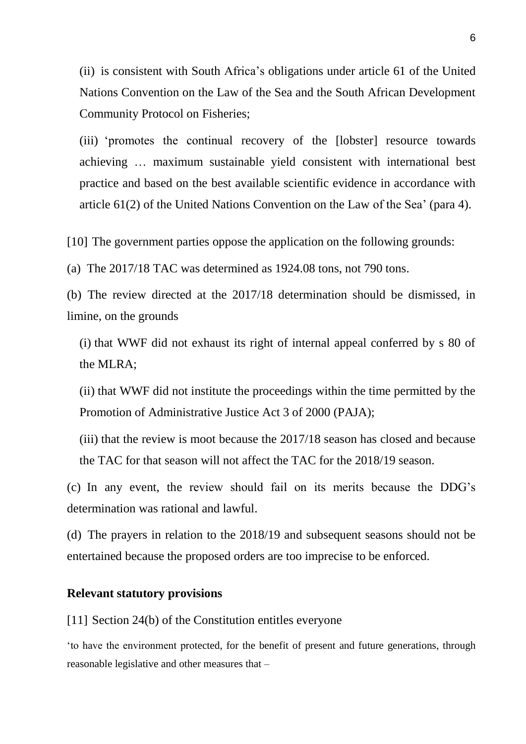(ii) is consistent with South Africa's obligations under article 61 of the United Nations Convention on the Law of the Sea and the South African Development Community Protocol on Fisheries;

(iii) 'promotes the continual recovery of the [lobster] resource towards achieving … maximum sustainable yield consistent with international best practice and based on the best available scientific evidence in accordance with article 61(2) of the United Nations Convention on the Law of the Sea' (para 4).

[10] The government parties oppose the application on the following grounds:

(a) The 2017/18 TAC was determined as 1924.08 tons, not 790 tons.

(b) The review directed at the 2017/18 determination should be dismissed, in limine, on the grounds

(i) that WWF did not exhaust its right of internal appeal conferred by s 80 of the MLRA;

(ii) that WWF did not institute the proceedings within the time permitted by the Promotion of Administrative Justice Act 3 of 2000 (PAJA);

(iii) that the review is moot because the 2017/18 season has closed and because the TAC for that season will not affect the TAC for the 2018/19 season.

(c) In any event, the review should fail on its merits because the DDG's determination was rational and lawful.

(d) The prayers in relation to the 2018/19 and subsequent seasons should not be entertained because the proposed orders are too imprecise to be enforced.

**Relevant statutory provisions**

[11] Section 24(b) of the Constitution entitles everyone

'to have the environment protected, for the benefit of present and future generations, through reasonable legislative and other measures that –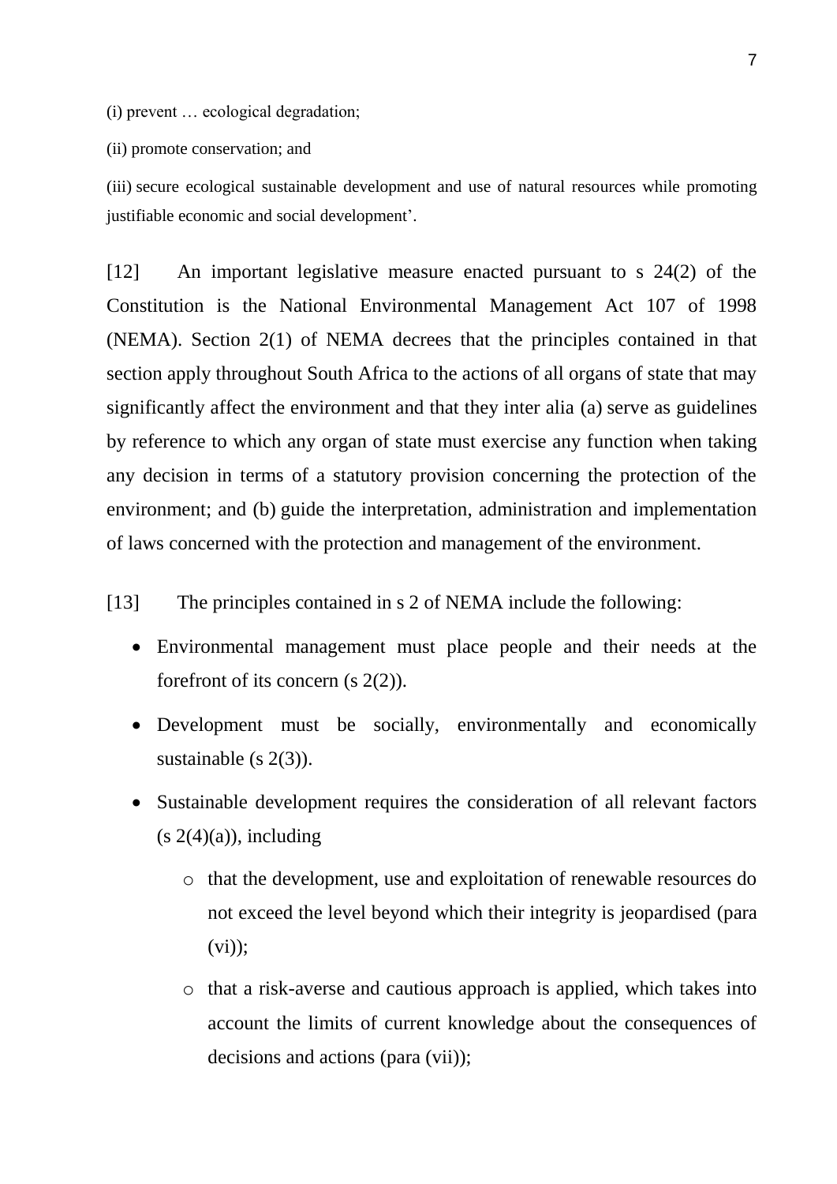(i) prevent … ecological degradation;

(ii) promote conservation; and

(iii) secure ecological sustainable development and use of natural resources while promoting justifiable economic and social development'.

[12] An important legislative measure enacted pursuant to s 24(2) of the Constitution is the National Environmental Management Act 107 of 1998 (NEMA). Section 2(1) of NEMA decrees that the principles contained in that section apply throughout South Africa to the actions of all organs of state that may significantly affect the environment and that they inter alia (a) serve as guidelines by reference to which any organ of state must exercise any function when taking any decision in terms of a statutory provision concerning the protection of the environment; and (b) guide the interpretation, administration and implementation of laws concerned with the protection and management of the environment.

[13] The principles contained in s 2 of NEMA include the following:

- Environmental management must place people and their needs at the forefront of its concern (s 2(2)).
- Development must be socially, environmentally and economically sustainable (s 2(3)).
- Sustainable development requires the consideration of all relevant factors (s 2(4)(a)), including
  - that the development, use and exploitation of renewable resources do not exceed the level beyond which their integrity is jeopardised (para (vi));
  - that a risk-averse and cautious approach is applied, which takes into account the limits of current knowledge about the consequences of decisions and actions (para (vii));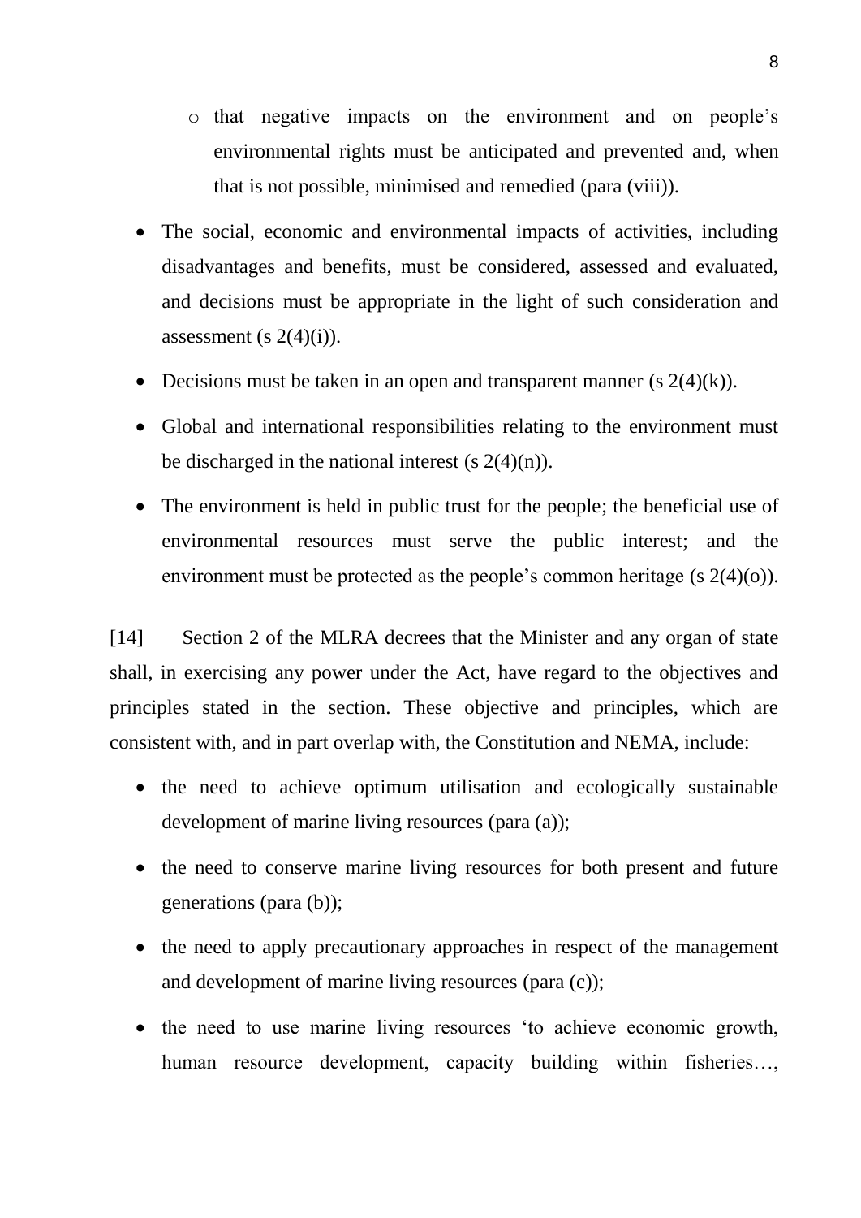- that negative impacts on the environment and on people's environmental rights must be anticipated and prevented and, when that is not possible, minimised and remedied (para (viii)).

- The social, economic and environmental impacts of activities, including disadvantages and benefits, must be considered, assessed and evaluated, and decisions must be appropriate in the light of such consideration and assessment (s 2(4)(i)).
- Decisions must be taken in an open and transparent manner (s 2(4)(k)).
- Global and international responsibilities relating to the environment must be discharged in the national interest (s 2(4)(n)).
- The environment is held in public trust for the people; the beneficial use of environmental resources must serve the public interest; and the environment must be protected as the people's common heritage (s 2(4)(o)).

[14] Section 2 of the MLRA decrees that the Minister and any organ of state shall, in exercising any power under the Act, have regard to the objectives and principles stated in the section. These objective and principles, which are consistent with, and in part overlap with, the Constitution and NEMA, include:

- the need to achieve optimum utilisation and ecologically sustainable development of marine living resources (para (a));
- the need to conserve marine living resources for both present and future generations (para (b));
- the need to apply precautionary approaches in respect of the management and development of marine living resources (para (c));
- the need to use marine living resources 'to achieve economic growth, human resource development, capacity building within fisheries…,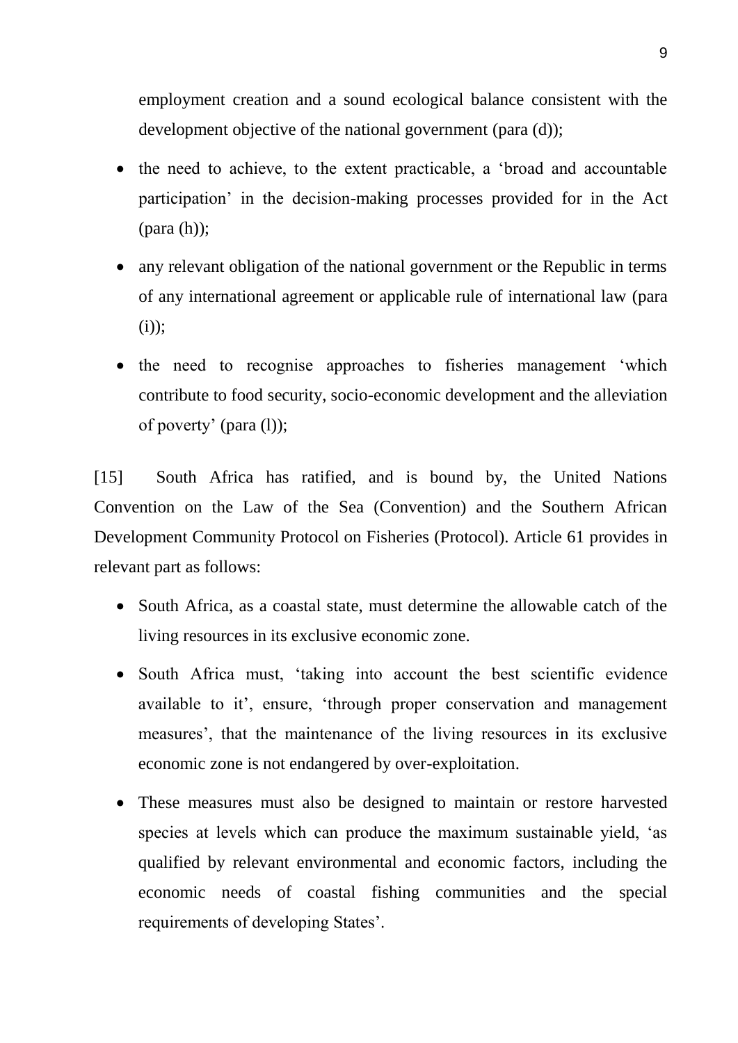employment creation and a sound ecological balance consistent with the development objective of the national government (para (d));

- the need to achieve, to the extent practicable, a 'broad and accountable participation' in the decision-making processes provided for in the Act (para (h));
- any relevant obligation of the national government or the Republic in terms of any international agreement or applicable rule of international law (para (i));
- the need to recognise approaches to fisheries management 'which contribute to food security, socio-economic development and the alleviation of poverty' (para (l));

[15] South Africa has ratified, and is bound by, the United Nations Convention on the Law of the Sea (Convention) and the Southern African Development Community Protocol on Fisheries (Protocol). Article 61 provides in relevant part as follows:

- South Africa, as a coastal state, must determine the allowable catch of the living resources in its exclusive economic zone.
- South Africa must, 'taking into account the best scientific evidence available to it', ensure, 'through proper conservation and management measures', that the maintenance of the living resources in its exclusive economic zone is not endangered by over-exploitation.
- These measures must also be designed to maintain or restore harvested species at levels which can produce the maximum sustainable yield, 'as qualified by relevant environmental and economic factors, including the economic needs of coastal fishing communities and the special requirements of developing States'.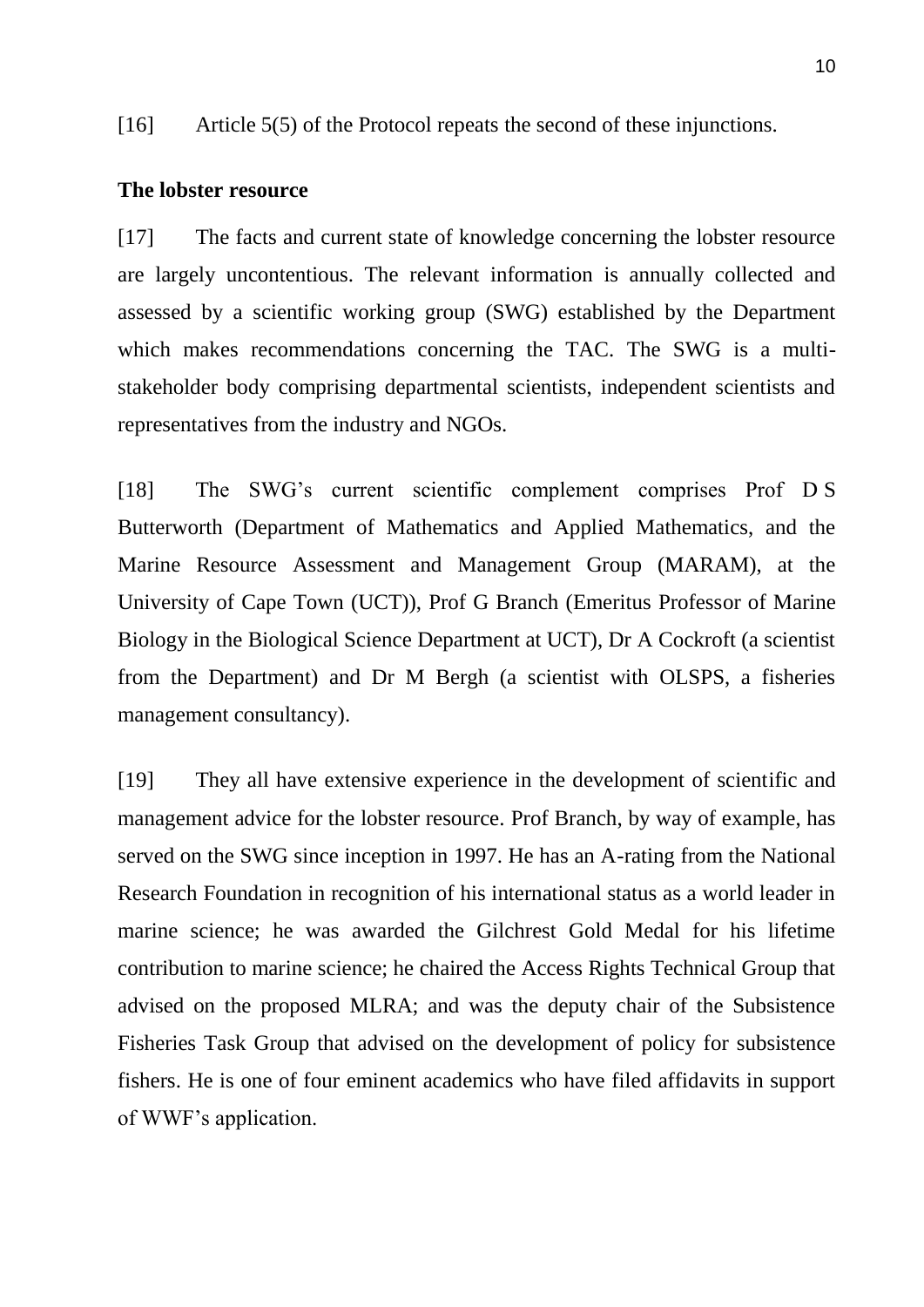[16] Article 5(5) of the Protocol repeats the second of these injunctions.

**The lobster resource**

[17] The facts and current state of knowledge concerning the lobster resource are largely uncontentious. The relevant information is annually collected and assessed by a scientific working group (SWG) established by the Department which makes recommendations concerning the TAC. The SWG is a multi-stakeholder body comprising departmental scientists, independent scientists and representatives from the industry and NGOs.

[18] The SWG's current scientific complement comprises Prof D S Butterworth (Department of Mathematics and Applied Mathematics, and the Marine Resource Assessment and Management Group (MARAM), at the University of Cape Town (UCT)), Prof G Branch (Emeritus Professor of Marine Biology in the Biological Science Department at UCT), Dr A Cockroft (a scientist from the Department) and Dr M Bergh (a scientist with OLSPS, a fisheries management consultancy).

[19] They all have extensive experience in the development of scientific and management advice for the lobster resource. Prof Branch, by way of example, has served on the SWG since inception in 1997. He has an A-rating from the National Research Foundation in recognition of his international status as a world leader in marine science; he was awarded the Gilchrest Gold Medal for his lifetime contribution to marine science; he chaired the Access Rights Technical Group that advised on the proposed MLRA; and was the deputy chair of the Subsistence Fisheries Task Group that advised on the development of policy for subsistence fishers. He is one of four eminent academics who have filed affidavits in support of WWF's application.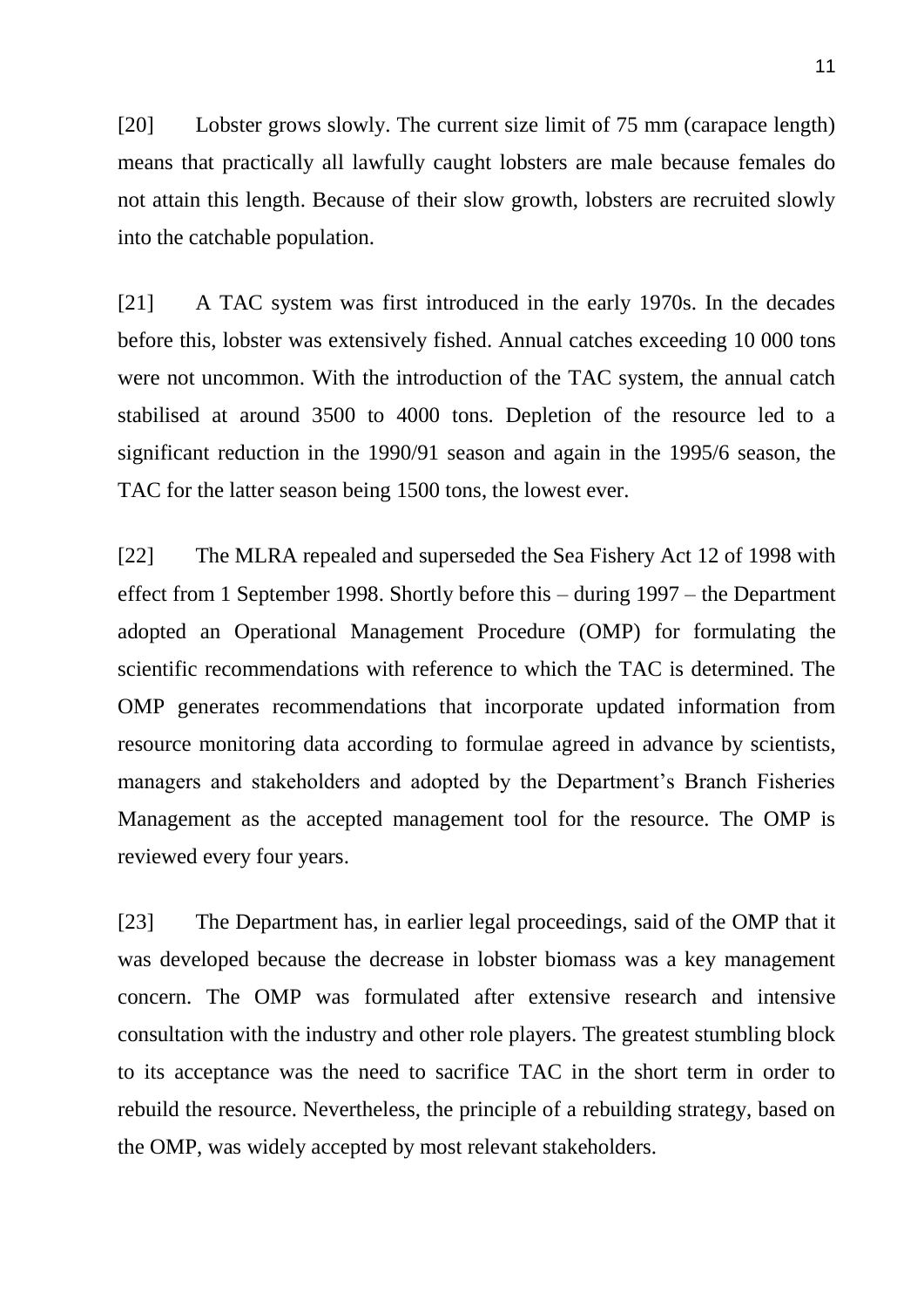[20] Lobster grows slowly. The current size limit of 75 mm (carapace length) means that practically all lawfully caught lobsters are male because females do not attain this length. Because of their slow growth, lobsters are recruited slowly into the catchable population.

[21] A TAC system was first introduced in the early 1970s. In the decades before this, lobster was extensively fished. Annual catches exceeding 10 000 tons were not uncommon. With the introduction of the TAC system, the annual catch stabilised at around 3500 to 4000 tons. Depletion of the resource led to a significant reduction in the 1990/91 season and again in the 1995/6 season, the TAC for the latter season being 1500 tons, the lowest ever.

[22] The MLRA repealed and superseded the Sea Fishery Act 12 of 1998 with effect from 1 September 1998. Shortly before this – during 1997 – the Department adopted an Operational Management Procedure (OMP) for formulating the scientific recommendations with reference to which the TAC is determined. The OMP generates recommendations that incorporate updated information from resource monitoring data according to formulae agreed in advance by scientists, managers and stakeholders and adopted by the Department's Branch Fisheries Management as the accepted management tool for the resource. The OMP is reviewed every four years.

[23] The Department has, in earlier legal proceedings, said of the OMP that it was developed because the decrease in lobster biomass was a key management concern. The OMP was formulated after extensive research and intensive consultation with the industry and other role players. The greatest stumbling block to its acceptance was the need to sacrifice TAC in the short term in order to rebuild the resource. Nevertheless, the principle of a rebuilding strategy, based on the OMP, was widely accepted by most relevant stakeholders.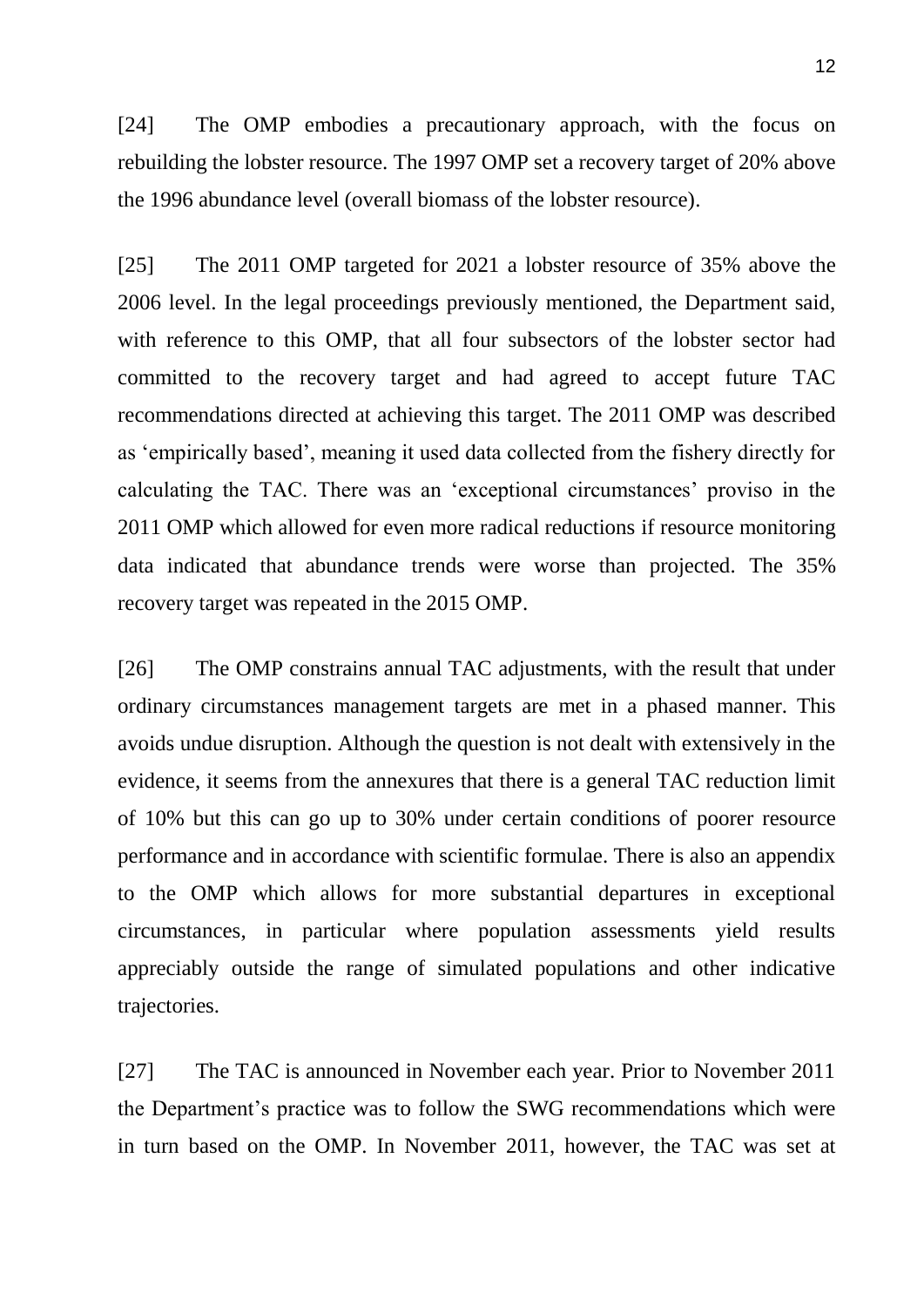[24] The OMP embodies a precautionary approach, with the focus on rebuilding the lobster resource. The 1997 OMP set a recovery target of 20% above the 1996 abundance level (overall biomass of the lobster resource).

[25] The 2011 OMP targeted for 2021 a lobster resource of 35% above the 2006 level. In the legal proceedings previously mentioned, the Department said, with reference to this OMP, that all four subsectors of the lobster sector had committed to the recovery target and had agreed to accept future TAC recommendations directed at achieving this target. The 2011 OMP was described as 'empirically based', meaning it used data collected from the fishery directly for calculating the TAC. There was an 'exceptional circumstances' proviso in the 2011 OMP which allowed for even more radical reductions if resource monitoring data indicated that abundance trends were worse than projected. The 35% recovery target was repeated in the 2015 OMP.

[26] The OMP constrains annual TAC adjustments, with the result that under ordinary circumstances management targets are met in a phased manner. This avoids undue disruption. Although the question is not dealt with extensively in the evidence, it seems from the annexures that there is a general TAC reduction limit of 10% but this can go up to 30% under certain conditions of poorer resource performance and in accordance with scientific formulae. There is also an appendix to the OMP which allows for more substantial departures in exceptional circumstances, in particular where population assessments yield results appreciably outside the range of simulated populations and other indicative trajectories.

[27] The TAC is announced in November each year. Prior to November 2011 the Department's practice was to follow the SWG recommendations which were in turn based on the OMP. In November 2011, however, the TAC was set at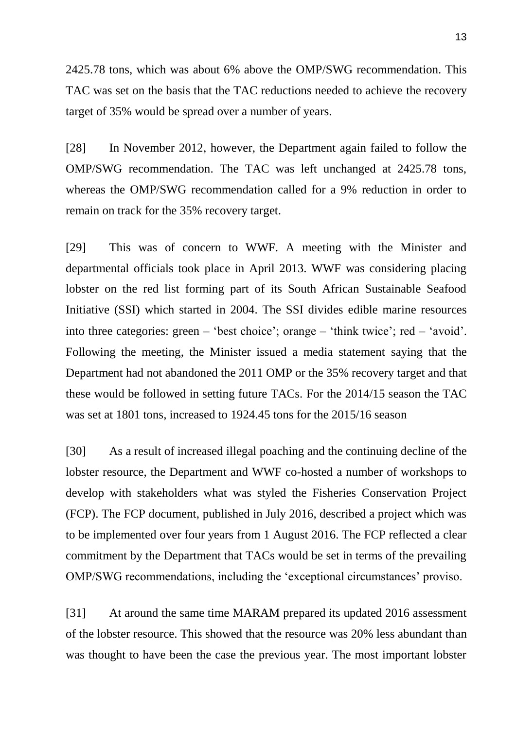2425.78 tons, which was about 6% above the OMP/SWG recommendation. This TAC was set on the basis that the TAC reductions needed to achieve the recovery target of 35% would be spread over a number of years.

[28] In November 2012, however, the Department again failed to follow the OMP/SWG recommendation. The TAC was left unchanged at 2425.78 tons, whereas the OMP/SWG recommendation called for a 9% reduction in order to remain on track for the 35% recovery target.

[29] This was of concern to WWF. A meeting with the Minister and departmental officials took place in April 2013. WWF was considering placing lobster on the red list forming part of its South African Sustainable Seafood Initiative (SSI) which started in 2004. The SSI divides edible marine resources into three categories: green – 'best choice'; orange – 'think twice'; red – 'avoid'. Following the meeting, the Minister issued a media statement saying that the Department had not abandoned the 2011 OMP or the 35% recovery target and that these would be followed in setting future TACs. For the 2014/15 season the TAC was set at 1801 tons, increased to 1924.45 tons for the 2015/16 season

[30] As a result of increased illegal poaching and the continuing decline of the lobster resource, the Department and WWF co-hosted a number of workshops to develop with stakeholders what was styled the Fisheries Conservation Project (FCP). The FCP document, published in July 2016, described a project which was to be implemented over four years from 1 August 2016. The FCP reflected a clear commitment by the Department that TACs would be set in terms of the prevailing OMP/SWG recommendations, including the 'exceptional circumstances' proviso.

[31] At around the same time MARAM prepared its updated 2016 assessment of the lobster resource. This showed that the resource was 20% less abundant than was thought to have been the case the previous year. The most important lobster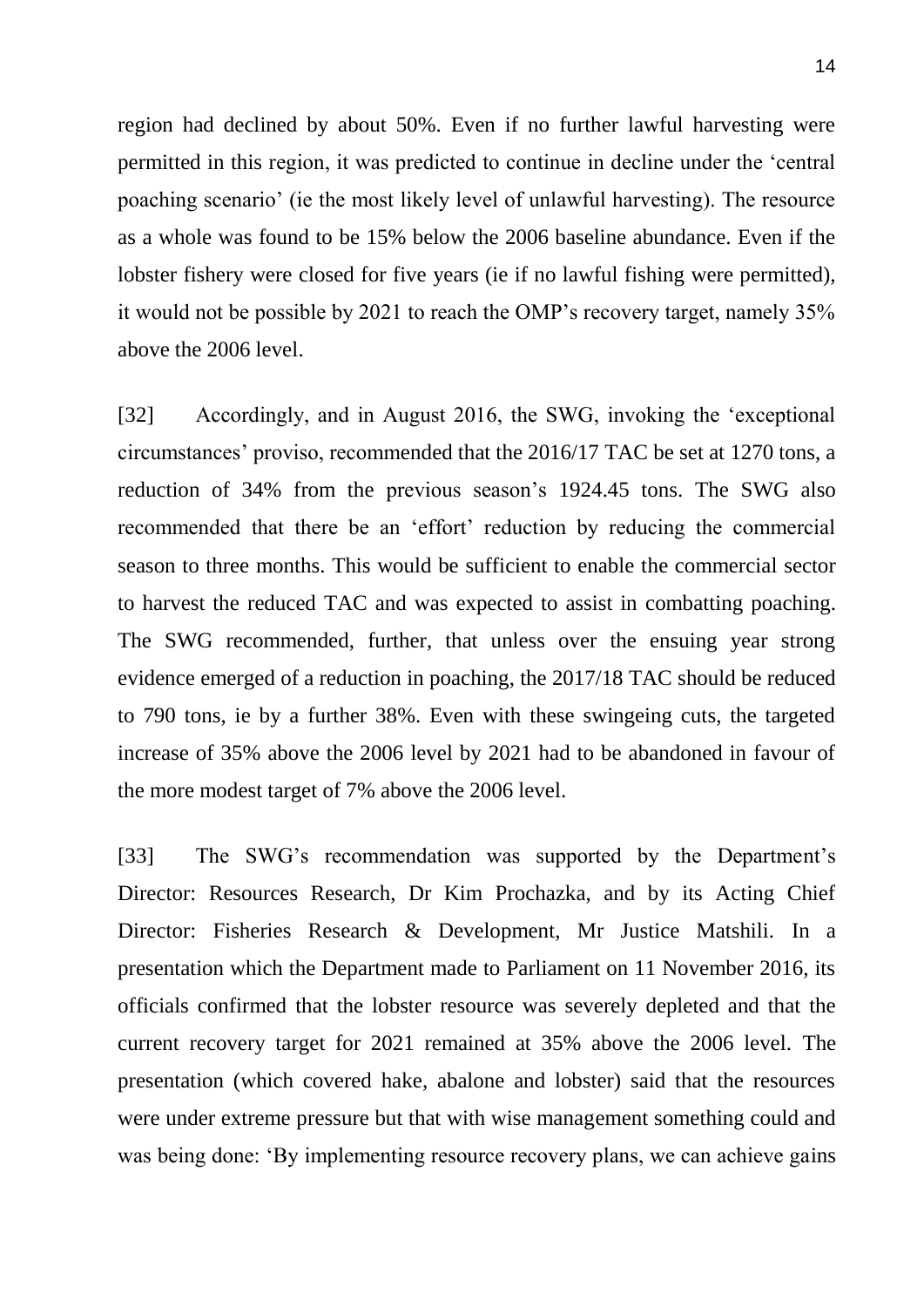region had declined by about 50%. Even if no further lawful harvesting were permitted in this region, it was predicted to continue in decline under the 'central poaching scenario' (ie the most likely level of unlawful harvesting). The resource as a whole was found to be 15% below the 2006 baseline abundance. Even if the lobster fishery were closed for five years (ie if no lawful fishing were permitted), it would not be possible by 2021 to reach the OMP's recovery target, namely 35% above the 2006 level.

[32] Accordingly, and in August 2016, the SWG, invoking the 'exceptional circumstances' proviso, recommended that the 2016/17 TAC be set at 1270 tons, a reduction of 34% from the previous season's 1924.45 tons. The SWG also recommended that there be an 'effort' reduction by reducing the commercial season to three months. This would be sufficient to enable the commercial sector to harvest the reduced TAC and was expected to assist in combatting poaching. The SWG recommended, further, that unless over the ensuing year strong evidence emerged of a reduction in poaching, the 2017/18 TAC should be reduced to 790 tons, ie by a further 38%. Even with these swingeing cuts, the targeted increase of 35% above the 2006 level by 2021 had to be abandoned in favour of the more modest target of 7% above the 2006 level.

[33] The SWG's recommendation was supported by the Department's Director: Resources Research, Dr Kim Prochazka, and by its Acting Chief Director: Fisheries Research & Development, Mr Justice Matshili. In a presentation which the Department made to Parliament on 11 November 2016, its officials confirmed that the lobster resource was severely depleted and that the current recovery target for 2021 remained at 35% above the 2006 level. The presentation (which covered hake, abalone and lobster) said that the resources were under extreme pressure but that with wise management something could and was being done: 'By implementing resource recovery plans, we can achieve gains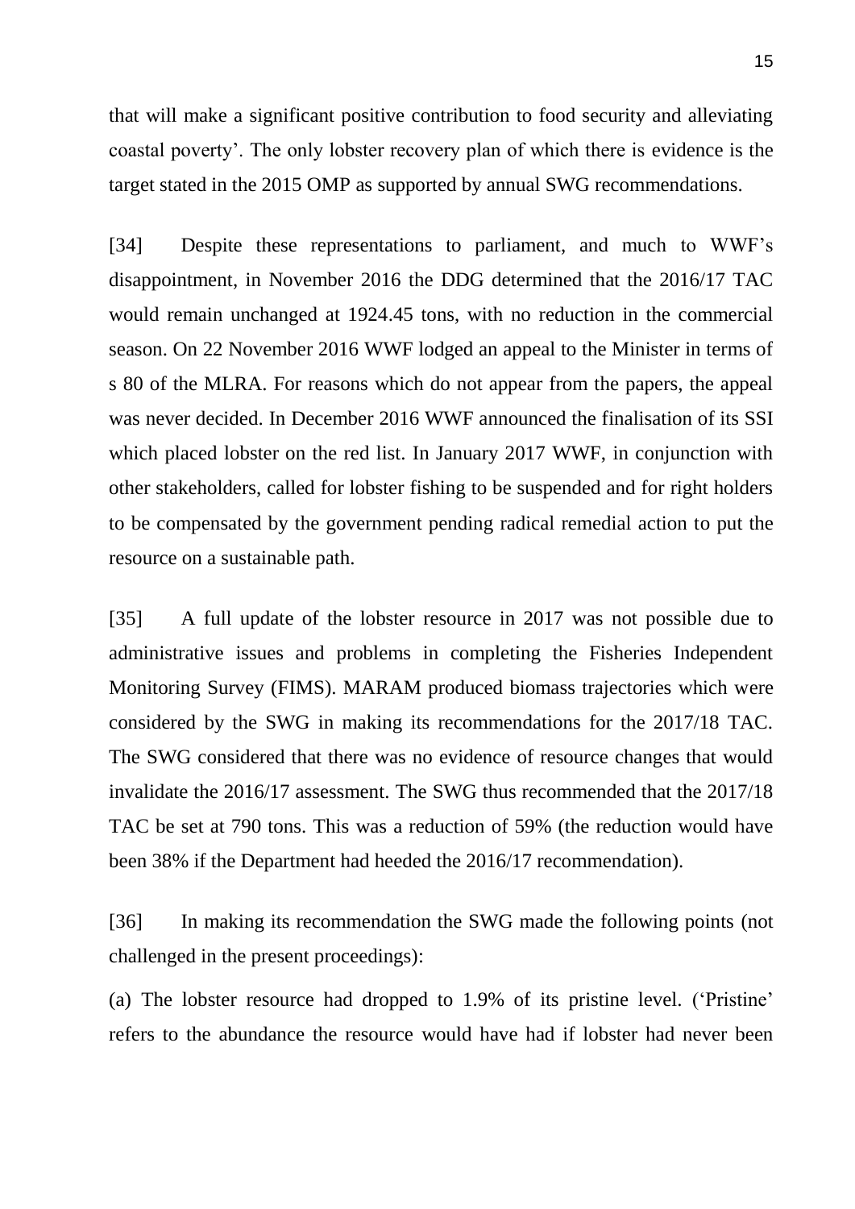that will make a significant positive contribution to food security and alleviating coastal poverty'. The only lobster recovery plan of which there is evidence is the target stated in the 2015 OMP as supported by annual SWG recommendations.

[34] Despite these representations to parliament, and much to WWF's disappointment, in November 2016 the DDG determined that the 2016/17 TAC would remain unchanged at 1924.45 tons, with no reduction in the commercial season. On 22 November 2016 WWF lodged an appeal to the Minister in terms of s 80 of the MLRA. For reasons which do not appear from the papers, the appeal was never decided. In December 2016 WWF announced the finalisation of its SSI which placed lobster on the red list. In January 2017 WWF, in conjunction with other stakeholders, called for lobster fishing to be suspended and for right holders to be compensated by the government pending radical remedial action to put the resource on a sustainable path.

[35] A full update of the lobster resource in 2017 was not possible due to administrative issues and problems in completing the Fisheries Independent Monitoring Survey (FIMS). MARAM produced biomass trajectories which were considered by the SWG in making its recommendations for the 2017/18 TAC. The SWG considered that there was no evidence of resource changes that would invalidate the 2016/17 assessment. The SWG thus recommended that the 2017/18 TAC be set at 790 tons. This was a reduction of 59% (the reduction would have been 38% if the Department had heeded the 2016/17 recommendation).

[36] In making its recommendation the SWG made the following points (not challenged in the present proceedings):

(a) The lobster resource had dropped to 1.9% of its pristine level. ('Pristine' refers to the abundance the resource would have had if lobster had never been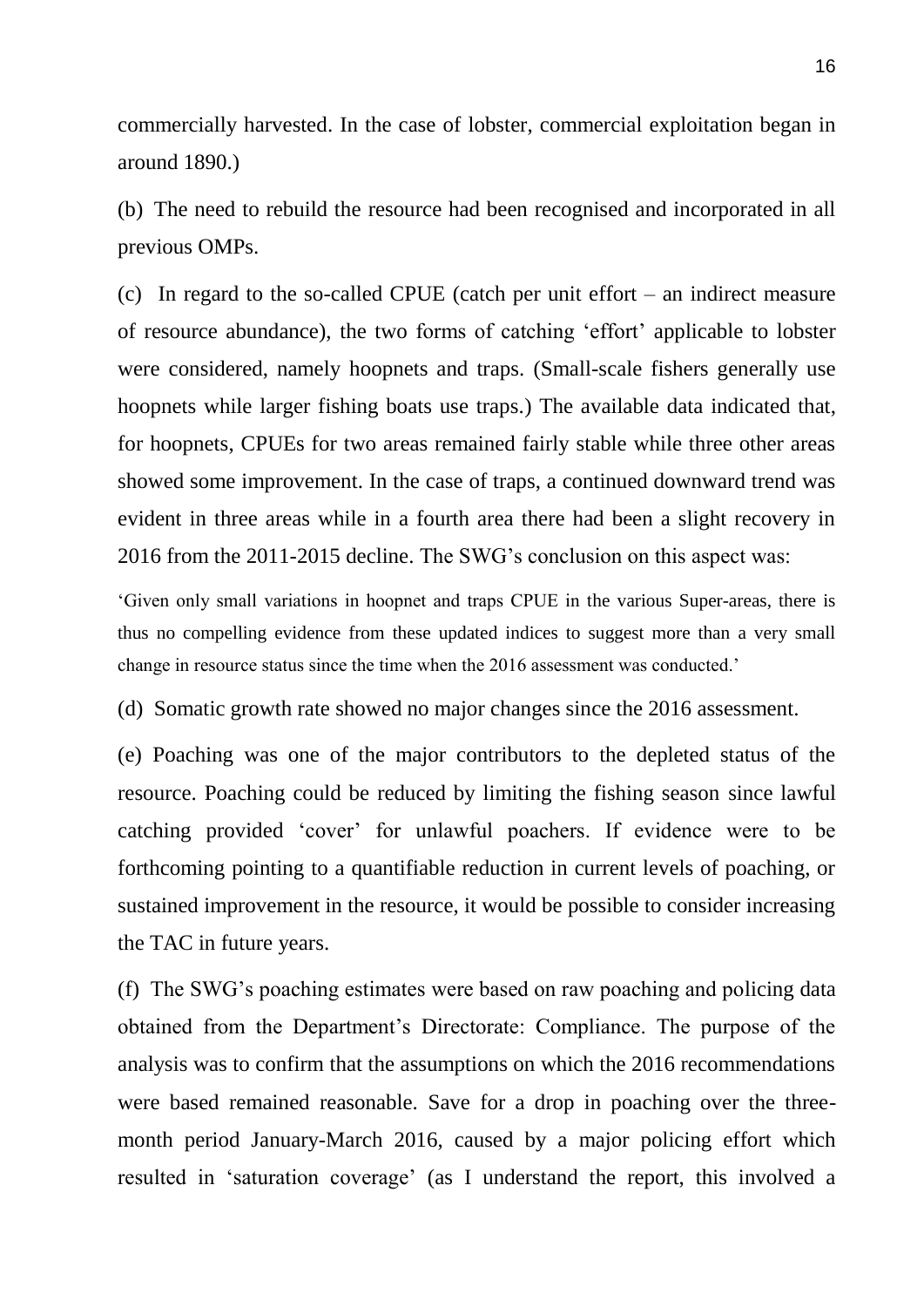commercially harvested. In the case of lobster, commercial exploitation began in around 1890.)

(b) The need to rebuild the resource had been recognised and incorporated in all previous OMPs.

(c) In regard to the so-called CPUE (catch per unit effort – an indirect measure of resource abundance), the two forms of catching 'effort' applicable to lobster were considered, namely hoopnets and traps. (Small-scale fishers generally use hoopnets while larger fishing boats use traps.) The available data indicated that, for hoopnets, CPUEs for two areas remained fairly stable while three other areas showed some improvement. In the case of traps, a continued downward trend was evident in three areas while in a fourth area there had been a slight recovery in 2016 from the 2011-2015 decline. The SWG's conclusion on this aspect was:

> 'Given only small variations in hoopnet and traps CPUE in the various Super-areas, there is thus no compelling evidence from these updated indices to suggest more than a very small change in resource status since the time when the 2016 assessment was conducted.'

(d) Somatic growth rate showed no major changes since the 2016 assessment.

(e) Poaching was one of the major contributors to the depleted status of the resource. Poaching could be reduced by limiting the fishing season since lawful catching provided 'cover' for unlawful poachers. If evidence were to be forthcoming pointing to a quantifiable reduction in current levels of poaching, or sustained improvement in the resource, it would be possible to consider increasing the TAC in future years.

(f) The SWG's poaching estimates were based on raw poaching and policing data obtained from the Department's Directorate: Compliance. The purpose of the analysis was to confirm that the assumptions on which the 2016 recommendations were based remained reasonable. Save for a drop in poaching over the three-month period January-March 2016, caused by a major policing effort which resulted in 'saturation coverage' (as I understand the report, this involved a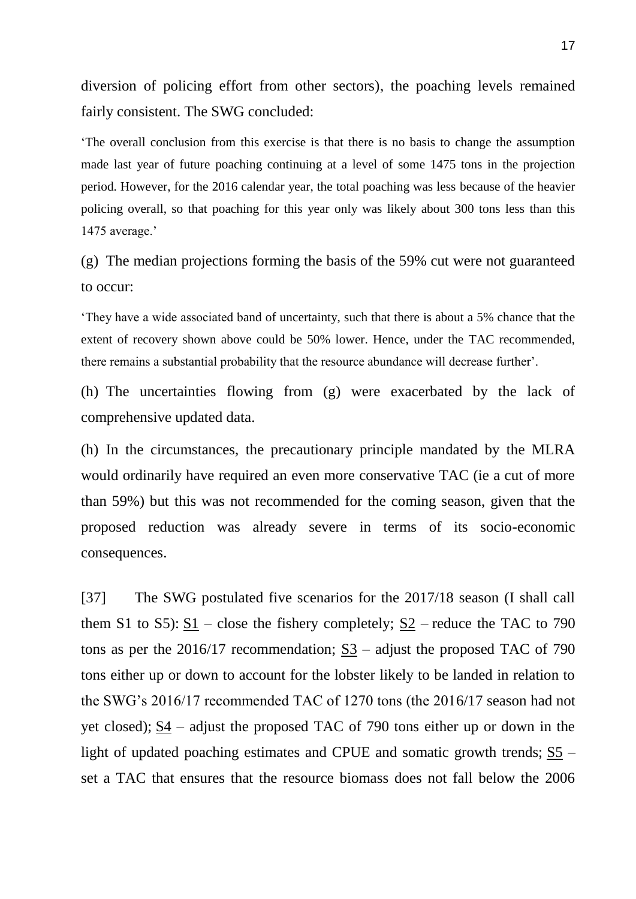diversion of policing effort from other sectors), the poaching levels remained fairly consistent. The SWG concluded:

> 'The overall conclusion from this exercise is that there is no basis to change the assumption made last year of future poaching continuing at a level of some 1475 tons in the projection period. However, for the 2016 calendar year, the total poaching was less because of the heavier policing overall, so that poaching for this year only was likely about 300 tons less than this 1475 average.'

(g) The median projections forming the basis of the 59% cut were not guaranteed to occur:

> 'They have a wide associated band of uncertainty, such that there is about a 5% chance that the extent of recovery shown above could be 50% lower. Hence, under the TAC recommended, there remains a substantial probability that the resource abundance will decrease further'.

(h) The uncertainties flowing from (g) were exacerbated by the lack of comprehensive updated data.

(h) In the circumstances, the precautionary principle mandated by the MLRA would ordinarily have required an even more conservative TAC (ie a cut of more than 59%) but this was not recommended for the coming season, given that the proposed reduction was already severe in terms of its socio-economic consequences.

[37] The SWG postulated five scenarios for the 2017/18 season (I shall call them S1 to S5): S1 – close the fishery completely; S2 – reduce the TAC to 790 tons as per the 2016/17 recommendation; S3 – adjust the proposed TAC of 790 tons either up or down to account for the lobster likely to be landed in relation to the SWG's 2016/17 recommended TAC of 1270 tons (the 2016/17 season had not yet closed); S4 – adjust the proposed TAC of 790 tons either up or down in the light of updated poaching estimates and CPUE and somatic growth trends; S5 – set a TAC that ensures that the resource biomass does not fall below the 2006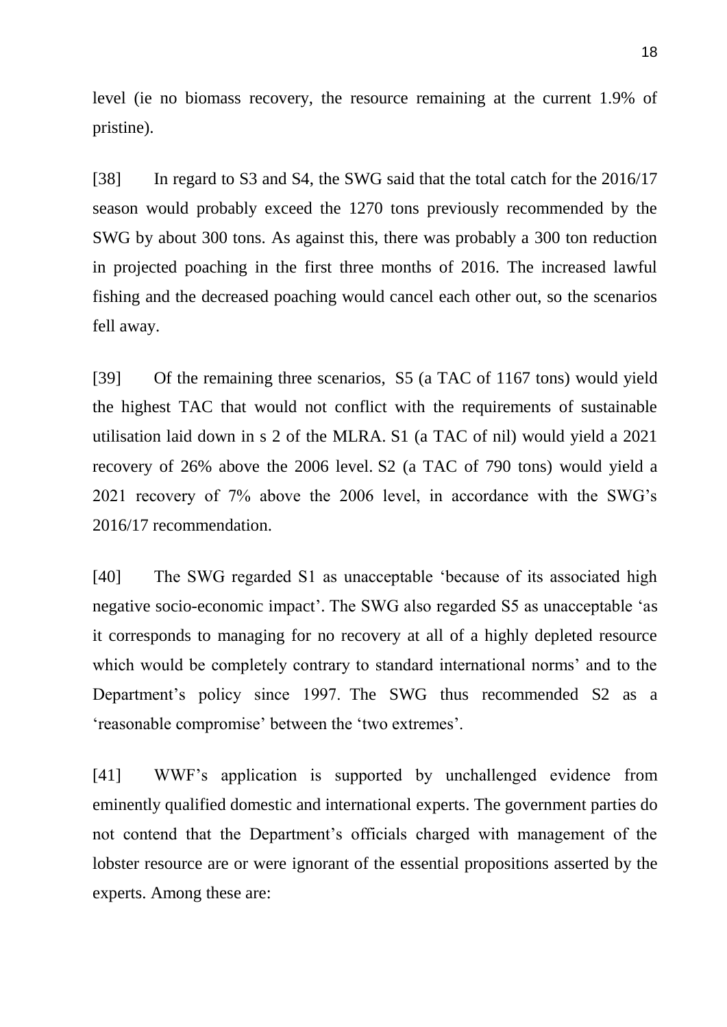level (ie no biomass recovery, the resource remaining at the current 1.9% of pristine).

[38] In regard to S3 and S4, the SWG said that the total catch for the 2016/17 season would probably exceed the 1270 tons previously recommended by the SWG by about 300 tons. As against this, there was probably a 300 ton reduction in projected poaching in the first three months of 2016. The increased lawful fishing and the decreased poaching would cancel each other out, so the scenarios fell away.

[39] Of the remaining three scenarios, S5 (a TAC of 1167 tons) would yield the highest TAC that would not conflict with the requirements of sustainable utilisation laid down in s 2 of the MLRA. S1 (a TAC of nil) would yield a 2021 recovery of 26% above the 2006 level. S2 (a TAC of 790 tons) would yield a 2021 recovery of 7% above the 2006 level, in accordance with the SWG's 2016/17 recommendation.

[40] The SWG regarded S1 as unacceptable 'because of its associated high negative socio-economic impact'. The SWG also regarded S5 as unacceptable 'as it corresponds to managing for no recovery at all of a highly depleted resource which would be completely contrary to standard international norms' and to the Department's policy since 1997. The SWG thus recommended S2 as a 'reasonable compromise' between the 'two extremes'.

[41] WWF's application is supported by unchallenged evidence from eminently qualified domestic and international experts. The government parties do not contend that the Department's officials charged with management of the lobster resource are or were ignorant of the essential propositions asserted by the experts. Among these are: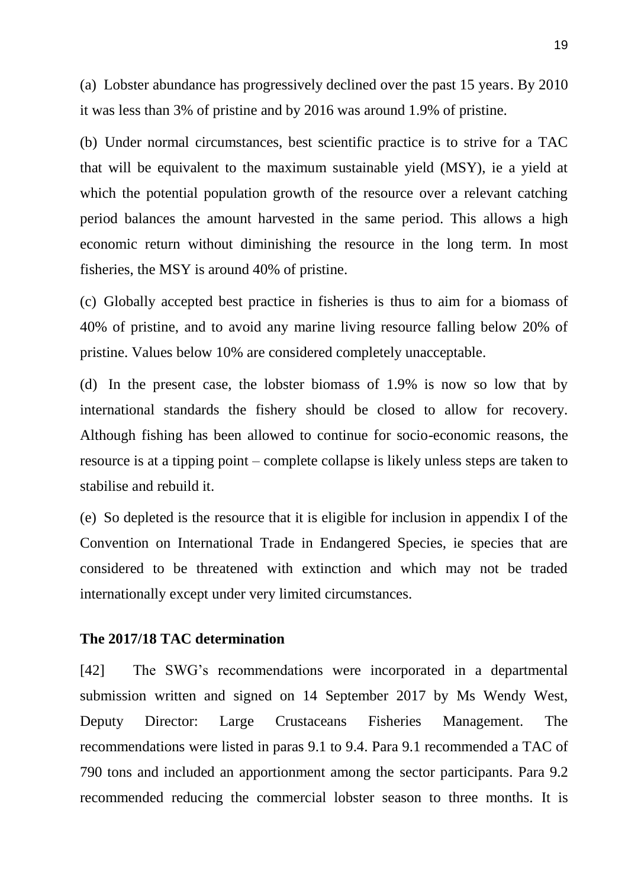(a) Lobster abundance has progressively declined over the past 15 years. By 2010 it was less than 3% of pristine and by 2016 was around 1.9% of pristine.

(b) Under normal circumstances, best scientific practice is to strive for a TAC that will be equivalent to the maximum sustainable yield (MSY), ie a yield at which the potential population growth of the resource over a relevant catching period balances the amount harvested in the same period. This allows a high economic return without diminishing the resource in the long term. In most fisheries, the MSY is around 40% of pristine.

(c) Globally accepted best practice in fisheries is thus to aim for a biomass of 40% of pristine, and to avoid any marine living resource falling below 20% of pristine. Values below 10% are considered completely unacceptable.

(d) In the present case, the lobster biomass of 1.9% is now so low that by international standards the fishery should be closed to allow for recovery. Although fishing has been allowed to continue for socio-economic reasons, the resource is at a tipping point – complete collapse is likely unless steps are taken to stabilise and rebuild it.

(e) So depleted is the resource that it is eligible for inclusion in appendix I of the Convention on International Trade in Endangered Species, ie species that are considered to be threatened with extinction and which may not be traded internationally except under very limited circumstances.

**The 2017/18 TAC determination**

[42] The SWG's recommendations were incorporated in a departmental submission written and signed on 14 September 2017 by Ms Wendy West, Deputy Director: Large Crustaceans Fisheries Management. The recommendations were listed in paras 9.1 to 9.4. Para 9.1 recommended a TAC of 790 tons and included an apportionment among the sector participants. Para 9.2 recommended reducing the commercial lobster season to three months. It is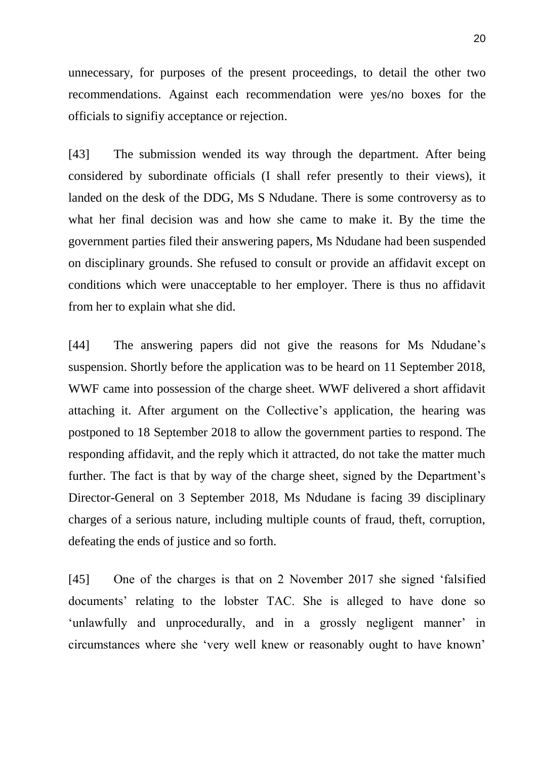unnecessary, for purposes of the present proceedings, to detail the other two recommendations. Against each recommendation were yes/no boxes for the officials to signifiy acceptance or rejection.

[43] The submission wended its way through the department. After being considered by subordinate officials (I shall refer presently to their views), it landed on the desk of the DDG, Ms S Ndudane. There is some controversy as to what her final decision was and how she came to make it. By the time the government parties filed their answering papers, Ms Ndudane had been suspended on disciplinary grounds. She refused to consult or provide an affidavit except on conditions which were unacceptable to her employer. There is thus no affidavit from her to explain what she did.

[44] The answering papers did not give the reasons for Ms Ndudane's suspension. Shortly before the application was to be heard on 11 September 2018, WWF came into possession of the charge sheet. WWF delivered a short affidavit attaching it. After argument on the Collective's application, the hearing was postponed to 18 September 2018 to allow the government parties to respond. The responding affidavit, and the reply which it attracted, do not take the matter much further. The fact is that by way of the charge sheet, signed by the Department's Director-General on 3 September 2018, Ms Ndudane is facing 39 disciplinary charges of a serious nature, including multiple counts of fraud, theft, corruption, defeating the ends of justice and so forth.

[45] One of the charges is that on 2 November 2017 she signed 'falsified documents' relating to the lobster TAC. She is alleged to have done so 'unlawfully and unprocedurally, and in a grossly negligent manner' in circumstances where she 'very well knew or reasonably ought to have known'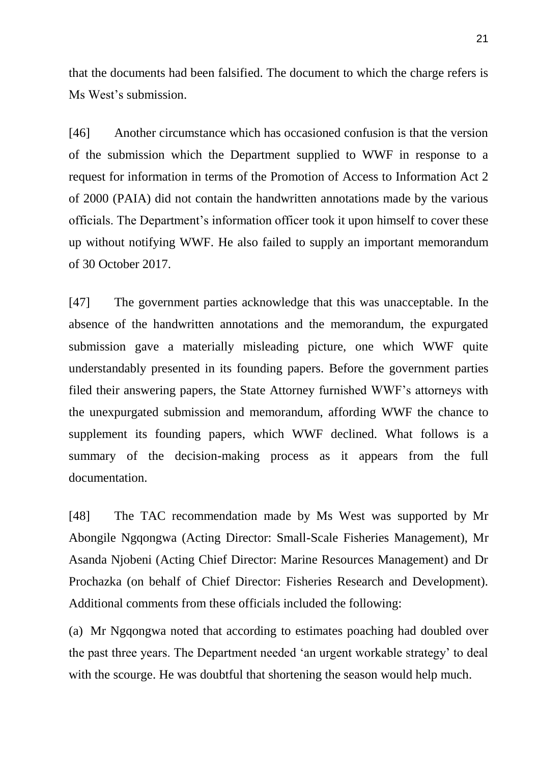that the documents had been falsified. The document to which the charge refers is Ms West's submission.

[46] Another circumstance which has occasioned confusion is that the version of the submission which the Department supplied to WWF in response to a request for information in terms of the Promotion of Access to Information Act 2 of 2000 (PAIA) did not contain the handwritten annotations made by the various officials. The Department's information officer took it upon himself to cover these up without notifying WWF. He also failed to supply an important memorandum of 30 October 2017.

[47] The government parties acknowledge that this was unacceptable. In the absence of the handwritten annotations and the memorandum, the expurgated submission gave a materially misleading picture, one which WWF quite understandably presented in its founding papers. Before the government parties filed their answering papers, the State Attorney furnished WWF's attorneys with the unexpurgated submission and memorandum, affording WWF the chance to supplement its founding papers, which WWF declined. What follows is a summary of the decision-making process as it appears from the full documentation.

[48] The TAC recommendation made by Ms West was supported by Mr Abongile Ngqongwa (Acting Director: Small-Scale Fisheries Management), Mr Asanda Njobeni (Acting Chief Director: Marine Resources Management) and Dr Prochazka (on behalf of Chief Director: Fisheries Research and Development). Additional comments from these officials included the following:

(a) Mr Ngqongwa noted that according to estimates poaching had doubled over the past three years. The Department needed 'an urgent workable strategy' to deal with the scourge. He was doubtful that shortening the season would help much.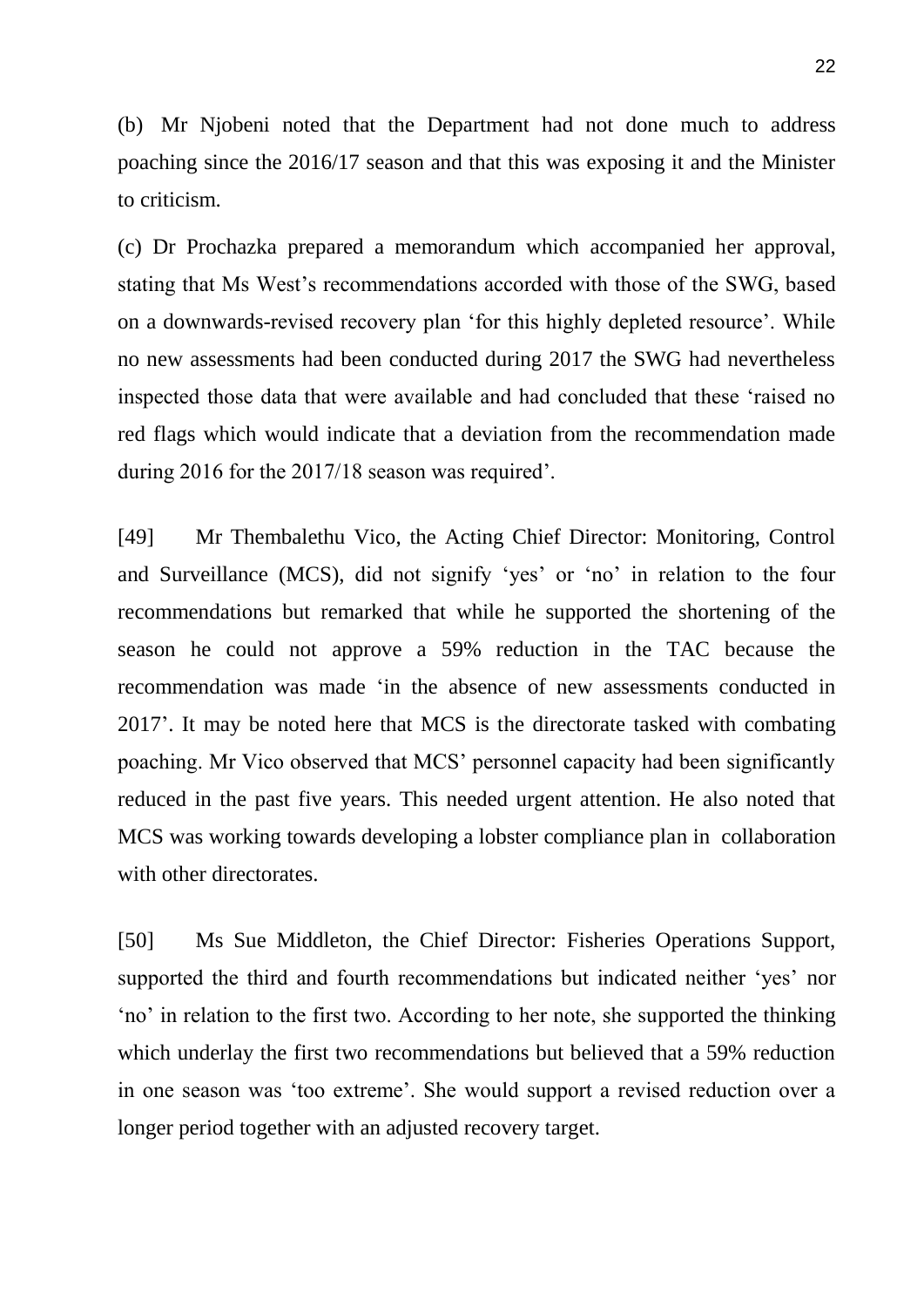(b) Mr Njobeni noted that the Department had not done much to address poaching since the 2016/17 season and that this was exposing it and the Minister to criticism.

(c) Dr Prochazka prepared a memorandum which accompanied her approval, stating that Ms West's recommendations accorded with those of the SWG, based on a downwards-revised recovery plan 'for this highly depleted resource'. While no new assessments had been conducted during 2017 the SWG had nevertheless inspected those data that were available and had concluded that these 'raised no red flags which would indicate that a deviation from the recommendation made during 2016 for the 2017/18 season was required'.

[49] Mr Thembalethu Vico, the Acting Chief Director: Monitoring, Control and Surveillance (MCS), did not signify 'yes' or 'no' in relation to the four recommendations but remarked that while he supported the shortening of the season he could not approve a 59% reduction in the TAC because the recommendation was made 'in the absence of new assessments conducted in 2017'. It may be noted here that MCS is the directorate tasked with combating poaching. Mr Vico observed that MCS' personnel capacity had been significantly reduced in the past five years. This needed urgent attention. He also noted that MCS was working towards developing a lobster compliance plan in collaboration with other directorates.

[50] Ms Sue Middleton, the Chief Director: Fisheries Operations Support, supported the third and fourth recommendations but indicated neither 'yes' nor 'no' in relation to the first two. According to her note, she supported the thinking which underlay the first two recommendations but believed that a 59% reduction in one season was 'too extreme'. She would support a revised reduction over a longer period together with an adjusted recovery target.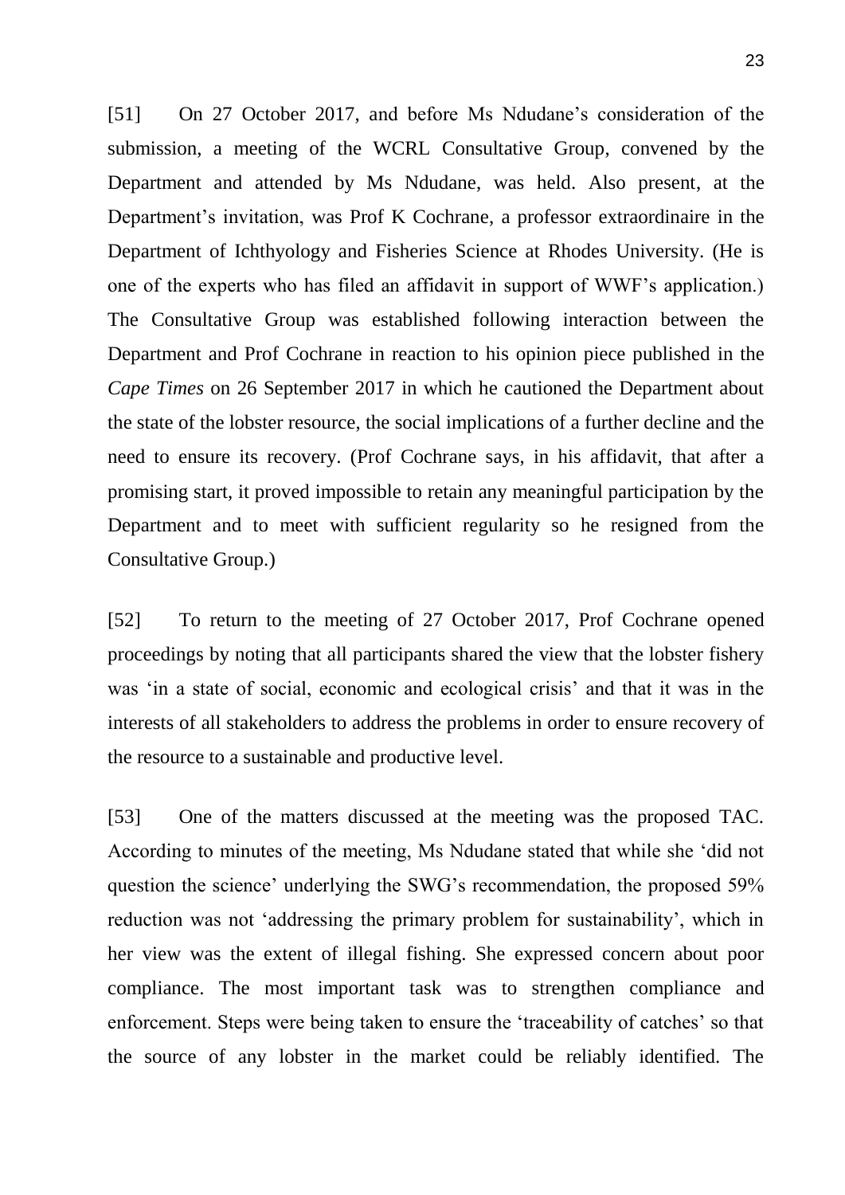[51] On 27 October 2017, and before Ms Ndudane's consideration of the submission, a meeting of the WCRL Consultative Group, convened by the Department and attended by Ms Ndudane, was held. Also present, at the Department's invitation, was Prof K Cochrane, a professor extraordinaire in the Department of Ichthyology and Fisheries Science at Rhodes University. (He is one of the experts who has filed an affidavit in support of WWF's application.) The Consultative Group was established following interaction between the Department and Prof Cochrane in reaction to his opinion piece published in the *Cape Times* on 26 September 2017 in which he cautioned the Department about the state of the lobster resource, the social implications of a further decline and the need to ensure its recovery. (Prof Cochrane says, in his affidavit, that after a promising start, it proved impossible to retain any meaningful participation by the Department and to meet with sufficient regularity so he resigned from the Consultative Group.)

[52] To return to the meeting of 27 October 2017, Prof Cochrane opened proceedings by noting that all participants shared the view that the lobster fishery was 'in a state of social, economic and ecological crisis' and that it was in the interests of all stakeholders to address the problems in order to ensure recovery of the resource to a sustainable and productive level.

[53] One of the matters discussed at the meeting was the proposed TAC. According to minutes of the meeting, Ms Ndudane stated that while she 'did not question the science' underlying the SWG's recommendation, the proposed 59% reduction was not 'addressing the primary problem for sustainability', which in her view was the extent of illegal fishing. She expressed concern about poor compliance. The most important task was to strengthen compliance and enforcement. Steps were being taken to ensure the 'traceability of catches' so that the source of any lobster in the market could be reliably identified. The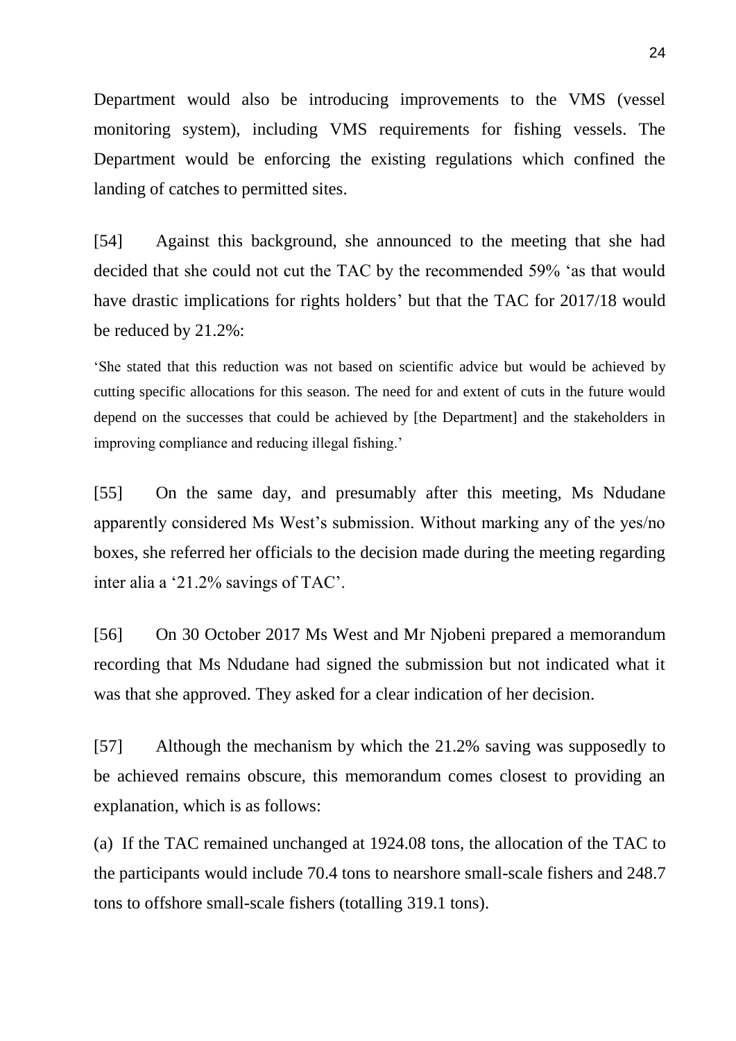Department would also be introducing improvements to the VMS (vessel monitoring system), including VMS requirements for fishing vessels. The Department would be enforcing the existing regulations which confined the landing of catches to permitted sites.

[54] Against this background, she announced to the meeting that she had decided that she could not cut the TAC by the recommended 59% 'as that would have drastic implications for rights holders' but that the TAC for 2017/18 would be reduced by 21.2%:

> 'She stated that this reduction was not based on scientific advice but would be achieved by cutting specific allocations for this season. The need for and extent of cuts in the future would depend on the successes that could be achieved by [the Department] and the stakeholders in improving compliance and reducing illegal fishing.'

[55] On the same day, and presumably after this meeting, Ms Ndudane apparently considered Ms West's submission. Without marking any of the yes/no boxes, she referred her officials to the decision made during the meeting regarding inter alia a '21.2% savings of TAC'.

[56] On 30 October 2017 Ms West and Mr Njobeni prepared a memorandum recording that Ms Ndudane had signed the submission but not indicated what it was that she approved. They asked for a clear indication of her decision.

[57] Although the mechanism by which the 21.2% saving was supposedly to be achieved remains obscure, this memorandum comes closest to providing an explanation, which is as follows:

(a) If the TAC remained unchanged at 1924.08 tons, the allocation of the TAC to the participants would include 70.4 tons to nearshore small-scale fishers and 248.7 tons to offshore small-scale fishers (totalling 319.1 tons).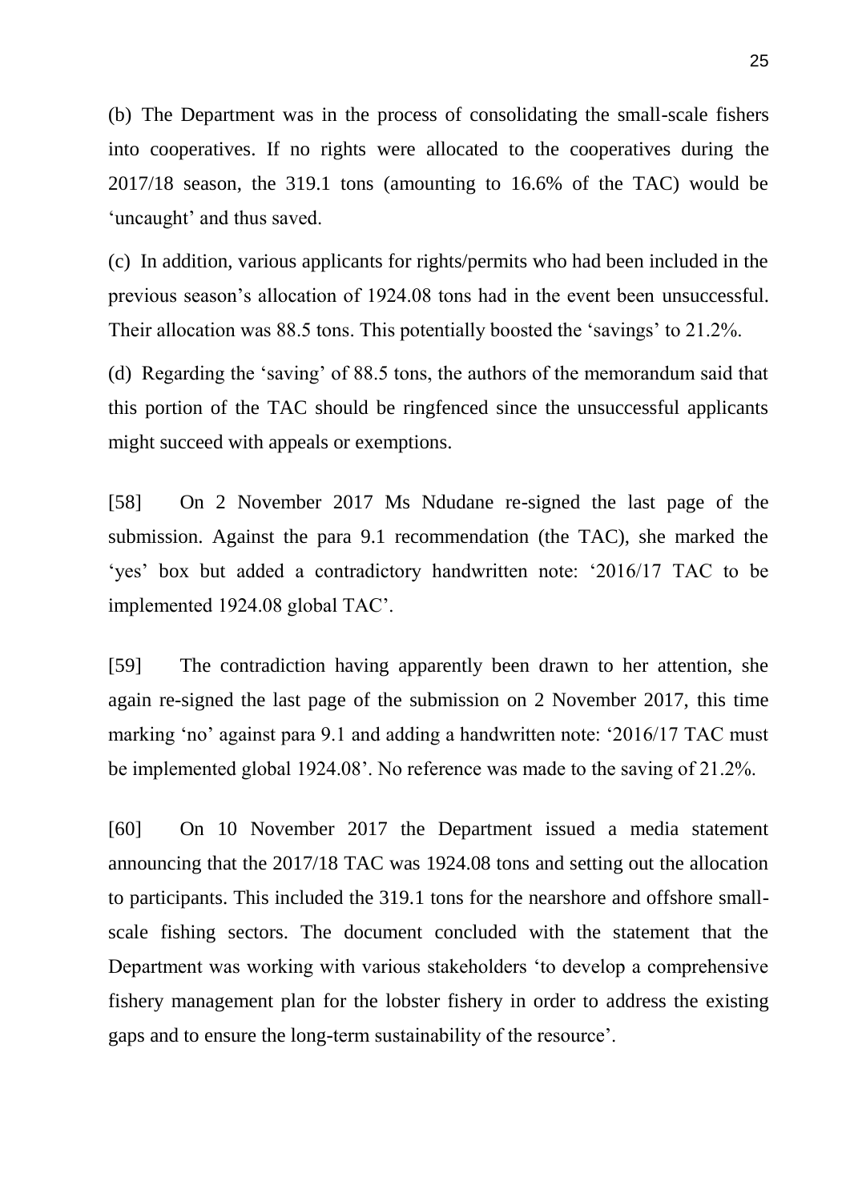(b) The Department was in the process of consolidating the small-scale fishers into cooperatives. If no rights were allocated to the cooperatives during the 2017/18 season, the 319.1 tons (amounting to 16.6% of the TAC) would be 'uncaught' and thus saved.

(c) In addition, various applicants for rights/permits who had been included in the previous season's allocation of 1924.08 tons had in the event been unsuccessful. Their allocation was 88.5 tons. This potentially boosted the 'savings' to 21.2%.

(d) Regarding the 'saving' of 88.5 tons, the authors of the memorandum said that this portion of the TAC should be ringfenced since the unsuccessful applicants might succeed with appeals or exemptions.

[58] On 2 November 2017 Ms Ndudane re-signed the last page of the submission. Against the para 9.1 recommendation (the TAC), she marked the 'yes' box but added a contradictory handwritten note: '2016/17 TAC to be implemented 1924.08 global TAC'.

[59] The contradiction having apparently been drawn to her attention, she again re-signed the last page of the submission on 2 November 2017, this time marking 'no' against para 9.1 and adding a handwritten note: '2016/17 TAC must be implemented global 1924.08'. No reference was made to the saving of 21.2%.

[60] On 10 November 2017 the Department issued a media statement announcing that the 2017/18 TAC was 1924.08 tons and setting out the allocation to participants. This included the 319.1 tons for the nearshore and offshore small-scale fishing sectors. The document concluded with the statement that the Department was working with various stakeholders 'to develop a comprehensive fishery management plan for the lobster fishery in order to address the existing gaps and to ensure the long-term sustainability of the resource'.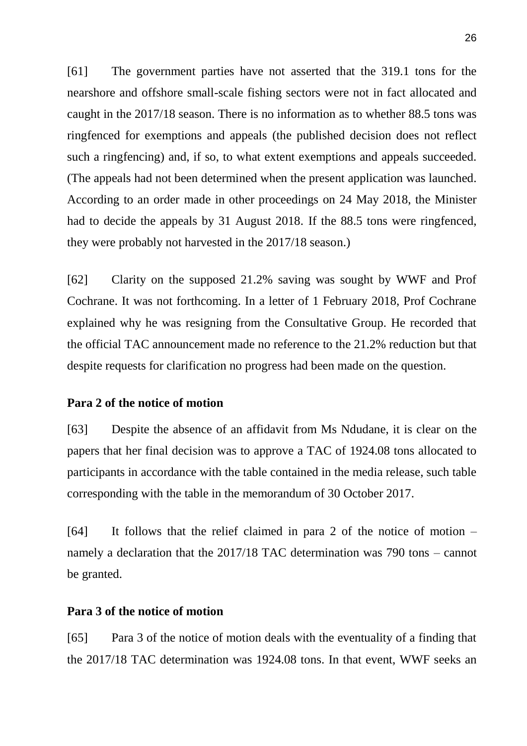[61] The government parties have not asserted that the 319.1 tons for the nearshore and offshore small-scale fishing sectors were not in fact allocated and caught in the 2017/18 season. There is no information as to whether 88.5 tons was ringfenced for exemptions and appeals (the published decision does not reflect such a ringfencing) and, if so, to what extent exemptions and appeals succeeded. (The appeals had not been determined when the present application was launched. According to an order made in other proceedings on 24 May 2018, the Minister had to decide the appeals by 31 August 2018. If the 88.5 tons were ringfenced, they were probably not harvested in the 2017/18 season.)

[62] Clarity on the supposed 21.2% saving was sought by WWF and Prof Cochrane. It was not forthcoming. In a letter of 1 February 2018, Prof Cochrane explained why he was resigning from the Consultative Group. He recorded that the official TAC announcement made no reference to the 21.2% reduction but that despite requests for clarification no progress had been made on the question.

**Para 2 of the notice of motion**

[63] Despite the absence of an affidavit from Ms Ndudane, it is clear on the papers that her final decision was to approve a TAC of 1924.08 tons allocated to participants in accordance with the table contained in the media release, such table corresponding with the table in the memorandum of 30 October 2017.

[64] It follows that the relief claimed in para 2 of the notice of motion – namely a declaration that the 2017/18 TAC determination was 790 tons – cannot be granted.

**Para 3 of the notice of motion**

[65] Para 3 of the notice of motion deals with the eventuality of a finding that the 2017/18 TAC determination was 1924.08 tons. In that event, WWF seeks an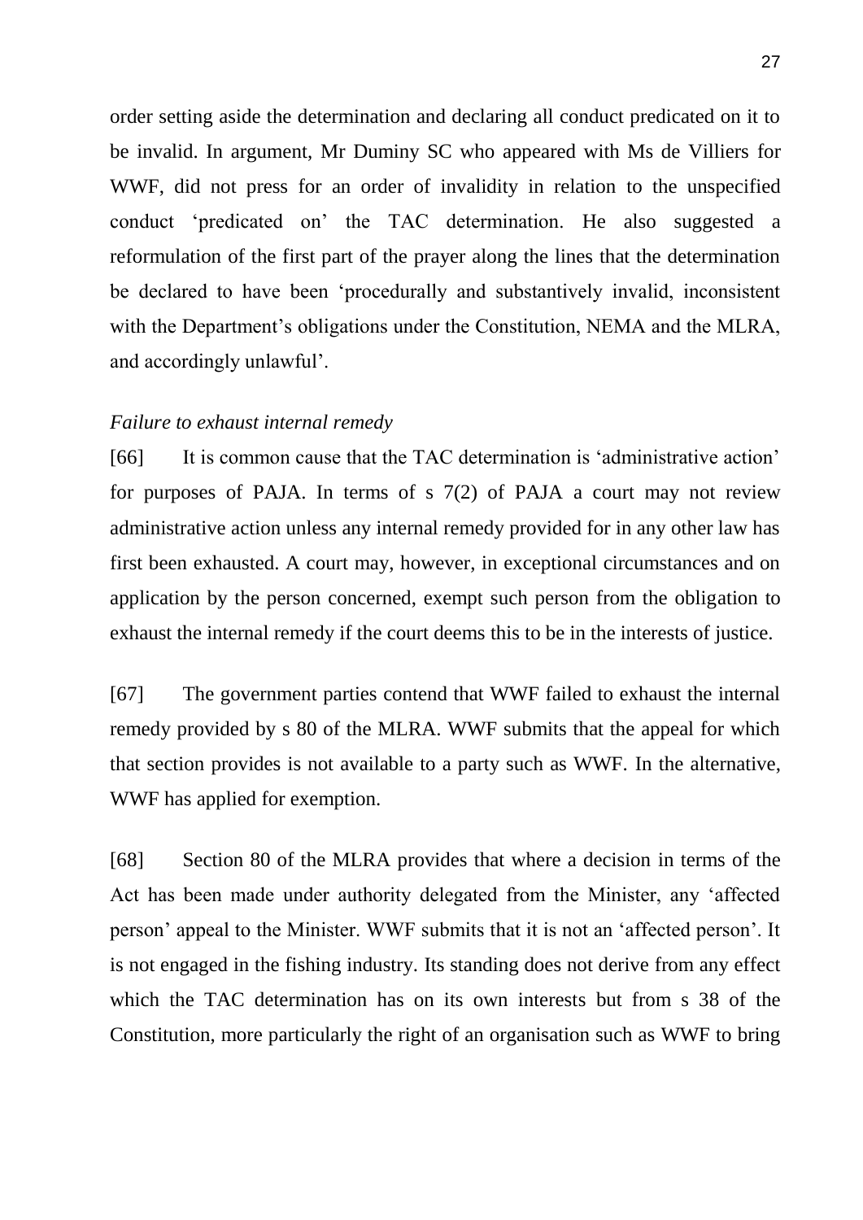order setting aside the determination and declaring all conduct predicated on it to be invalid. In argument, Mr Duminy SC who appeared with Ms de Villiers for WWF, did not press for an order of invalidity in relation to the unspecified conduct 'predicated on' the TAC determination. He also suggested a reformulation of the first part of the prayer along the lines that the determination be declared to have been 'procedurally and substantively invalid, inconsistent with the Department's obligations under the Constitution, NEMA and the MLRA, and accordingly unlawful'.

*Failure to exhaust internal remedy*

[66] It is common cause that the TAC determination is 'administrative action' for purposes of PAJA. In terms of s 7(2) of PAJA a court may not review administrative action unless any internal remedy provided for in any other law has first been exhausted. A court may, however, in exceptional circumstances and on application by the person concerned, exempt such person from the obligation to exhaust the internal remedy if the court deems this to be in the interests of justice.

[67] The government parties contend that WWF failed to exhaust the internal remedy provided by s 80 of the MLRA. WWF submits that the appeal for which that section provides is not available to a party such as WWF. In the alternative, WWF has applied for exemption.

[68] Section 80 of the MLRA provides that where a decision in terms of the Act has been made under authority delegated from the Minister, any 'affected person' appeal to the Minister. WWF submits that it is not an 'affected person'. It is not engaged in the fishing industry. Its standing does not derive from any effect which the TAC determination has on its own interests but from s 38 of the Constitution, more particularly the right of an organisation such as WWF to bring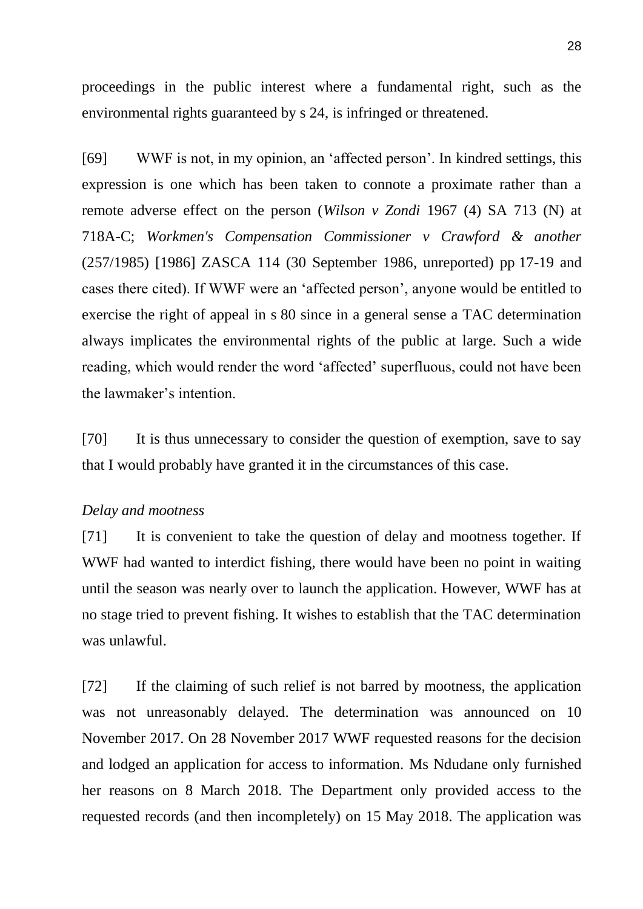proceedings in the public interest where a fundamental right, such as the environmental rights guaranteed by s 24, is infringed or threatened.

[69] WWF is not, in my opinion, an 'affected person'. In kindred settings, this expression is one which has been taken to connote a proximate rather than a remote adverse effect on the person (*Wilson v Zondi* 1967 (4) SA 713 (N) at 718A-C; *Workmen's Compensation Commissioner v Crawford & another* (257/1985) [1986] ZASCA 114 (30 September 1986, unreported) pp 17-19 and cases there cited). If WWF were an 'affected person', anyone would be entitled to exercise the right of appeal in s 80 since in a general sense a TAC determination always implicates the environmental rights of the public at large. Such a wide reading, which would render the word 'affected' superfluous, could not have been the lawmaker's intention.

[70] It is thus unnecessary to consider the question of exemption, save to say that I would probably have granted it in the circumstances of this case.

*Delay and mootness*

[71] It is convenient to take the question of delay and mootness together. If WWF had wanted to interdict fishing, there would have been no point in waiting until the season was nearly over to launch the application. However, WWF has at no stage tried to prevent fishing. It wishes to establish that the TAC determination was unlawful.

[72] If the claiming of such relief is not barred by mootness, the application was not unreasonably delayed. The determination was announced on 10 November 2017. On 28 November 2017 WWF requested reasons for the decision and lodged an application for access to information. Ms Ndudane only furnished her reasons on 8 March 2018. The Department only provided access to the requested records (and then incompletely) on 15 May 2018. The application was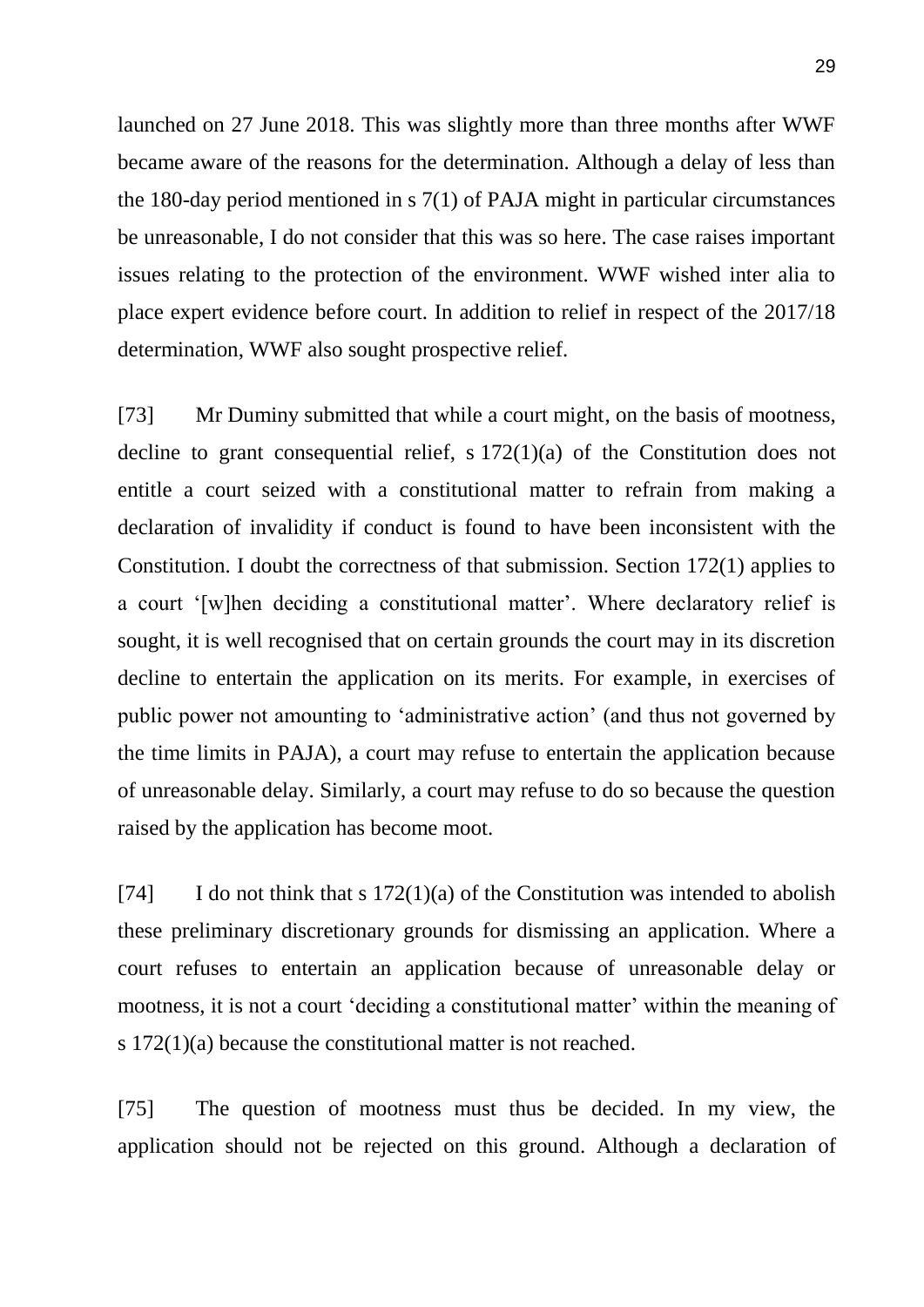launched on 27 June 2018. This was slightly more than three months after WWF became aware of the reasons for the determination. Although a delay of less than the 180-day period mentioned in s 7(1) of PAJA might in particular circumstances be unreasonable, I do not consider that this was so here. The case raises important issues relating to the protection of the environment. WWF wished inter alia to place expert evidence before court. In addition to relief in respect of the 2017/18 determination, WWF also sought prospective relief.

[73] Mr Duminy submitted that while a court might, on the basis of mootness, decline to grant consequential relief, s 172(1)(a) of the Constitution does not entitle a court seized with a constitutional matter to refrain from making a declaration of invalidity if conduct is found to have been inconsistent with the Constitution. I doubt the correctness of that submission. Section 172(1) applies to a court '[w]hen deciding a constitutional matter'. Where declaratory relief is sought, it is well recognised that on certain grounds the court may in its discretion decline to entertain the application on its merits. For example, in exercises of public power not amounting to 'administrative action' (and thus not governed by the time limits in PAJA), a court may refuse to entertain the application because of unreasonable delay. Similarly, a court may refuse to do so because the question raised by the application has become moot.

[74] I do not think that s 172(1)(a) of the Constitution was intended to abolish these preliminary discretionary grounds for dismissing an application. Where a court refuses to entertain an application because of unreasonable delay or mootness, it is not a court 'deciding a constitutional matter' within the meaning of s 172(1)(a) because the constitutional matter is not reached.

[75] The question of mootness must thus be decided. In my view, the application should not be rejected on this ground. Although a declaration of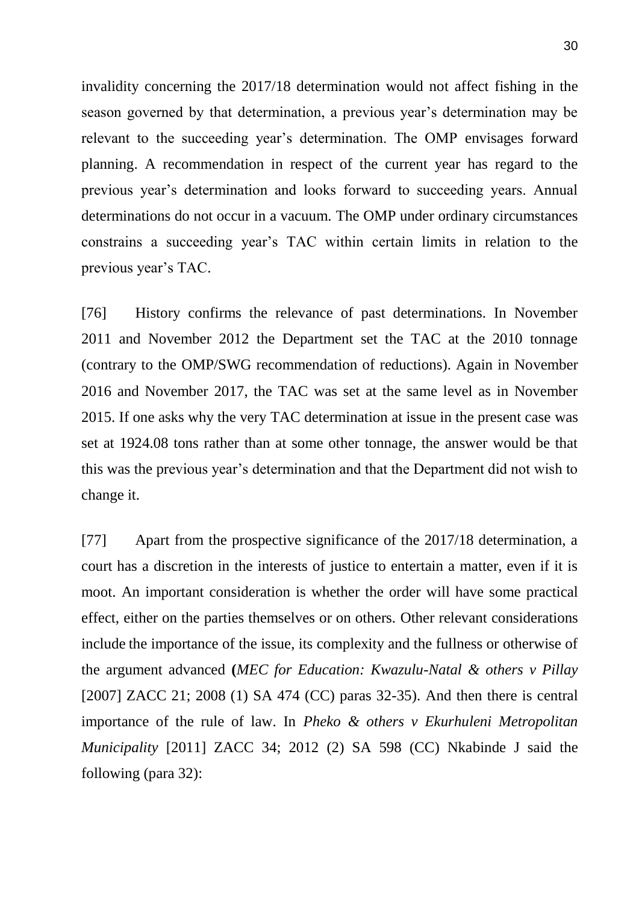invalidity concerning the 2017/18 determination would not affect fishing in the season governed by that determination, a previous year's determination may be relevant to the succeeding year's determination. The OMP envisages forward planning. A recommendation in respect of the current year has regard to the previous year's determination and looks forward to succeeding years. Annual determinations do not occur in a vacuum. The OMP under ordinary circumstances constrains a succeeding year's TAC within certain limits in relation to the previous year's TAC.

[76] History confirms the relevance of past determinations. In November 2011 and November 2012 the Department set the TAC at the 2010 tonnage (contrary to the OMP/SWG recommendation of reductions). Again in November 2016 and November 2017, the TAC was set at the same level as in November 2015. If one asks why the very TAC determination at issue in the present case was set at 1924.08 tons rather than at some other tonnage, the answer would be that this was the previous year's determination and that the Department did not wish to change it.

[77] Apart from the prospective significance of the 2017/18 determination, a court has a discretion in the interests of justice to entertain a matter, even if it is moot. An important consideration is whether the order will have some practical effect, either on the parties themselves or on others. Other relevant considerations include the importance of the issue, its complexity and the fullness or otherwise of the argument advanced (*MEC for Education: Kwazulu-Natal & others v Pillay* [2007] ZACC 21; 2008 (1) SA 474 (CC) paras 32-35). And then there is central importance of the rule of law. In *Pheko & others v Ekurhuleni Metropolitan Municipality* [2011] ZACC 34; 2012 (2) SA 598 (CC) Nkabinde J said the following (para 32):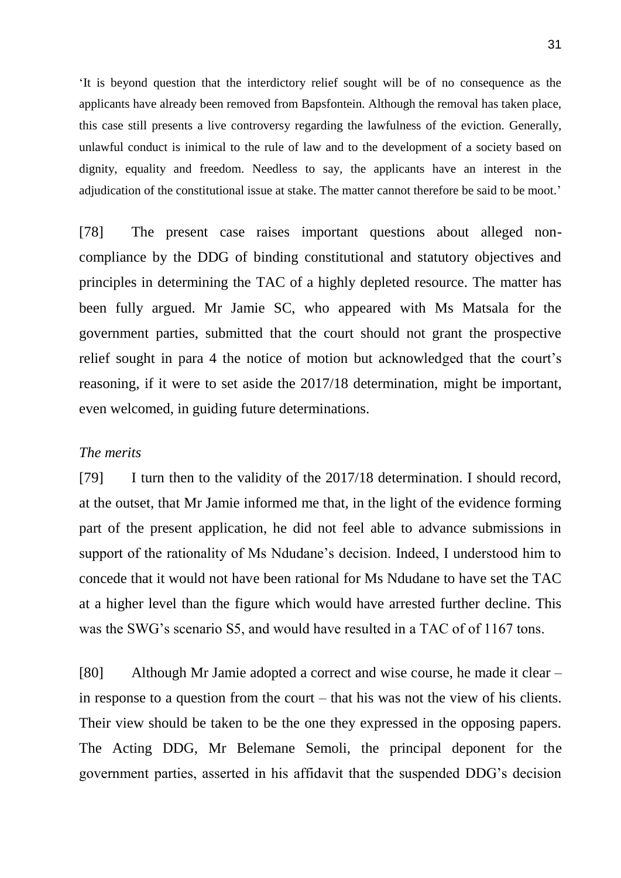‘It is beyond question that the interdictory relief sought will be of no consequence as the applicants have already been removed from Bapsfontein. Although the removal has taken place, this case still presents a live controversy regarding the lawfulness of the eviction. Generally, unlawful conduct is inimical to the rule of law and to the development of a society based on dignity, equality and freedom. Needless to say, the applicants have an interest in the adjudication of the constitutional issue at stake. The matter cannot therefore be said to be moot.’

[78] The present case raises important questions about alleged non-compliance by the DDG of binding constitutional and statutory objectives and principles in determining the TAC of a highly depleted resource. The matter has been fully argued. Mr Jamie SC, who appeared with Ms Matsala for the government parties, submitted that the court should not grant the prospective relief sought in para 4 the notice of motion but acknowledged that the court’s reasoning, if it were to set aside the 2017/18 determination, might be important, even welcomed, in guiding future determinations.

*The merits*

[79] I turn then to the validity of the 2017/18 determination. I should record, at the outset, that Mr Jamie informed me that, in the light of the evidence forming part of the present application, he did not feel able to advance submissions in support of the rationality of Ms Ndudane’s decision. Indeed, I understood him to concede that it would not have been rational for Ms Ndudane to have set the TAC at a higher level than the figure which would have arrested further decline. This was the SWG’s scenario S5, and would have resulted in a TAC of of 1167 tons.

[80] Although Mr Jamie adopted a correct and wise course, he made it clear – in response to a question from the court – that his was not the view of his clients. Their view should be taken to be the one they expressed in the opposing papers. The Acting DDG, Mr Belemane Semoli, the principal deponent for the government parties, asserted in his affidavit that the suspended DDG’s decision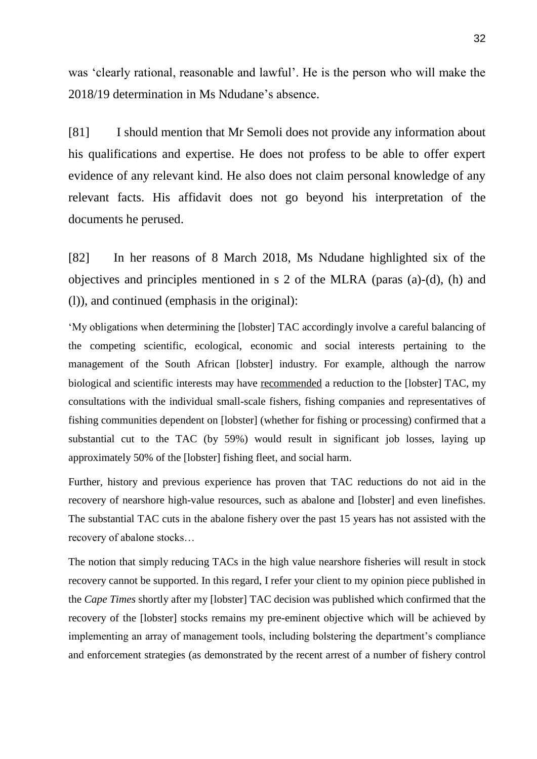was 'clearly rational, reasonable and lawful'. He is the person who will make the 2018/19 determination in Ms Ndudane's absence.

[81] I should mention that Mr Semoli does not provide any information about his qualifications and expertise. He does not profess to be able to offer expert evidence of any relevant kind. He also does not claim personal knowledge of any relevant facts. His affidavit does not go beyond his interpretation of the documents he perused.

[82] In her reasons of 8 March 2018, Ms Ndudane highlighted six of the objectives and principles mentioned in s 2 of the MLRA (paras (a)-(d), (h) and (l)), and continued (emphasis in the original):

> 'My obligations when determining the [lobster] TAC accordingly involve a careful balancing of the competing scientific, ecological, economic and social interests pertaining to the management of the South African [lobster] industry. For example, although the narrow biological and scientific interests may have <u>recommended</u> a reduction to the [lobster] TAC, my consultations with the individual small-scale fishers, fishing companies and representatives of fishing communities dependent on [lobster] (whether for fishing or processing) confirmed that a substantial cut to the TAC (by 59%) would result in significant job losses, laying up approximately 50% of the [lobster] fishing fleet, and social harm.
>
> Further, history and previous experience has proven that TAC reductions do not aid in the recovery of nearshore high-value resources, such as abalone and [lobster] and even linefishes. The substantial TAC cuts in the abalone fishery over the past 15 years has not assisted with the recovery of abalone stocks…
>
> The notion that simply reducing TACs in the high value nearshore fisheries will result in stock recovery cannot be supported. In this regard, I refer your client to my opinion piece published in the *Cape Times* shortly after my [lobster] TAC decision was published which confirmed that the recovery of the [lobster] stocks remains my pre-eminent objective which will be achieved by implementing an array of management tools, including bolstering the department's compliance and enforcement strategies (as demonstrated by the recent arrest of a number of fishery control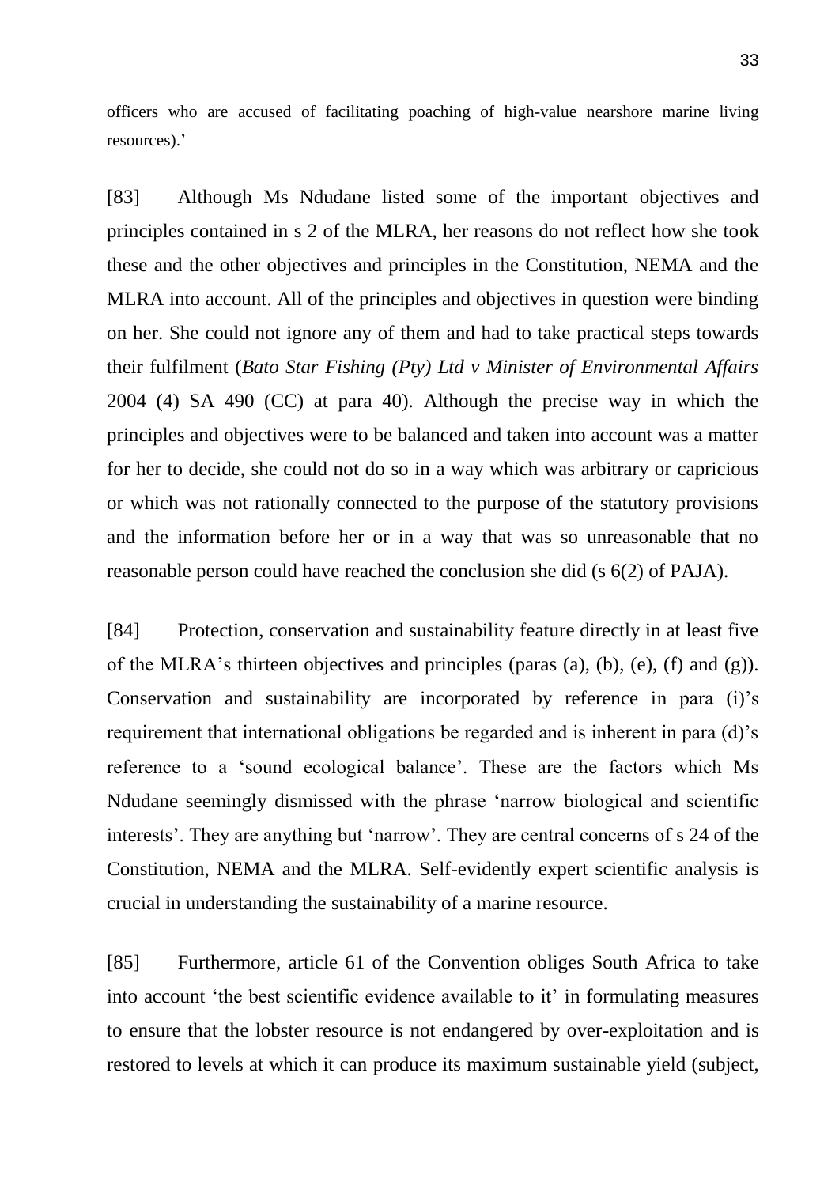officers who are accused of facilitating poaching of high-value nearshore marine living resources).'

[83] Although Ms Ndudane listed some of the important objectives and principles contained in s 2 of the MLRA, her reasons do not reflect how she took these and the other objectives and principles in the Constitution, NEMA and the MLRA into account. All of the principles and objectives in question were binding on her. She could not ignore any of them and had to take practical steps towards their fulfilment (*Bato Star Fishing (Pty) Ltd v Minister of Environmental Affairs* 2004 (4) SA 490 (CC) at para 40). Although the precise way in which the principles and objectives were to be balanced and taken into account was a matter for her to decide, she could not do so in a way which was arbitrary or capricious or which was not rationally connected to the purpose of the statutory provisions and the information before her or in a way that was so unreasonable that no reasonable person could have reached the conclusion she did (s 6(2) of PAJA).

[84] Protection, conservation and sustainability feature directly in at least five of the MLRA's thirteen objectives and principles (paras (a), (b), (e), (f) and (g)). Conservation and sustainability are incorporated by reference in para (i)'s requirement that international obligations be regarded and is inherent in para (d)'s reference to a 'sound ecological balance'. These are the factors which Ms Ndudane seemingly dismissed with the phrase 'narrow biological and scientific interests'. They are anything but 'narrow'. They are central concerns of s 24 of the Constitution, NEMA and the MLRA. Self-evidently expert scientific analysis is crucial in understanding the sustainability of a marine resource.

[85] Furthermore, article 61 of the Convention obliges South Africa to take into account 'the best scientific evidence available to it' in formulating measures to ensure that the lobster resource is not endangered by over-exploitation and is restored to levels at which it can produce its maximum sustainable yield (subject,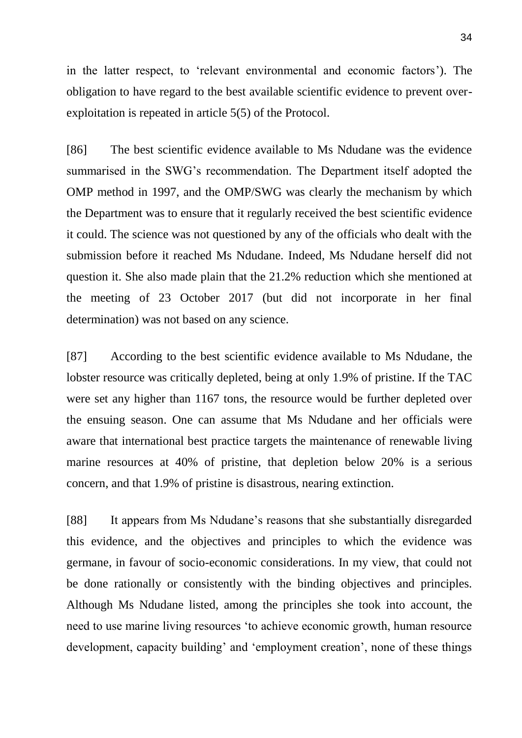in the latter respect, to 'relevant environmental and economic factors'). The obligation to have regard to the best available scientific evidence to prevent over-exploitation is repeated in article 5(5) of the Protocol.

[86] The best scientific evidence available to Ms Ndudane was the evidence summarised in the SWG's recommendation. The Department itself adopted the OMP method in 1997, and the OMP/SWG was clearly the mechanism by which the Department was to ensure that it regularly received the best scientific evidence it could. The science was not questioned by any of the officials who dealt with the submission before it reached Ms Ndudane. Indeed, Ms Ndudane herself did not question it. She also made plain that the 21.2% reduction which she mentioned at the meeting of 23 October 2017 (but did not incorporate in her final determination) was not based on any science.

[87] According to the best scientific evidence available to Ms Ndudane, the lobster resource was critically depleted, being at only 1.9% of pristine. If the TAC were set any higher than 1167 tons, the resource would be further depleted over the ensuing season. One can assume that Ms Ndudane and her officials were aware that international best practice targets the maintenance of renewable living marine resources at 40% of pristine, that depletion below 20% is a serious concern, and that 1.9% of pristine is disastrous, nearing extinction.

[88] It appears from Ms Ndudane's reasons that she substantially disregarded this evidence, and the objectives and principles to which the evidence was germane, in favour of socio-economic considerations. In my view, that could not be done rationally or consistently with the binding objectives and principles. Although Ms Ndudane listed, among the principles she took into account, the need to use marine living resources 'to achieve economic growth, human resource development, capacity building' and 'employment creation', none of these things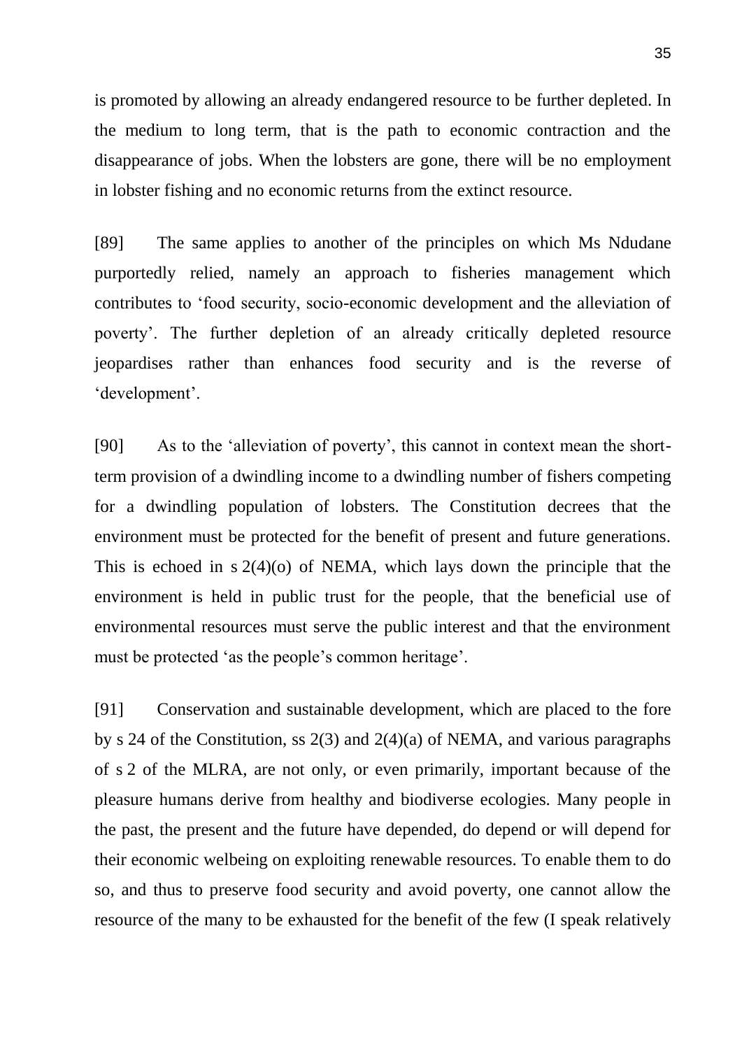is promoted by allowing an already endangered resource to be further depleted. In the medium to long term, that is the path to economic contraction and the disappearance of jobs. When the lobsters are gone, there will be no employment in lobster fishing and no economic returns from the extinct resource.

[89] The same applies to another of the principles on which Ms Ndudane purportedly relied, namely an approach to fisheries management which contributes to 'food security, socio-economic development and the alleviation of poverty'. The further depletion of an already critically depleted resource jeopardises rather than enhances food security and is the reverse of 'development'.

[90] As to the 'alleviation of poverty', this cannot in context mean the short-term provision of a dwindling income to a dwindling number of fishers competing for a dwindling population of lobsters. The Constitution decrees that the environment must be protected for the benefit of present and future generations. This is echoed in s 2(4)(o) of NEMA, which lays down the principle that the environment is held in public trust for the people, that the beneficial use of environmental resources must serve the public interest and that the environment must be protected 'as the people's common heritage'.

[91] Conservation and sustainable development, which are placed to the fore by s 24 of the Constitution, ss 2(3) and 2(4)(a) of NEMA, and various paragraphs of s 2 of the MLRA, are not only, or even primarily, important because of the pleasure humans derive from healthy and biodiverse ecologies. Many people in the past, the present and the future have depended, do depend or will depend for their economic welbeing on exploiting renewable resources. To enable them to do so, and thus to preserve food security and avoid poverty, one cannot allow the resource of the many to be exhausted for the benefit of the few (I speak relatively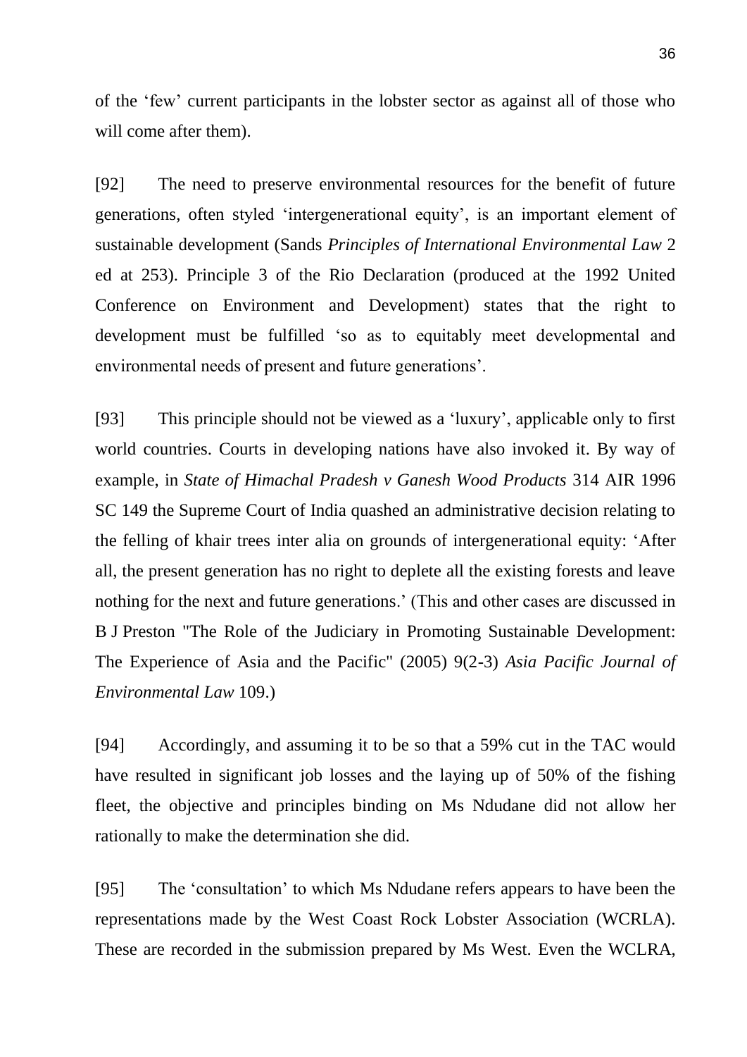of the 'few' current participants in the lobster sector as against all of those who will come after them).

[92] The need to preserve environmental resources for the benefit of future generations, often styled 'intergenerational equity', is an important element of sustainable development (Sands *Principles of International Environmental Law* 2 ed at 253). Principle 3 of the Rio Declaration (produced at the 1992 United Conference on Environment and Development) states that the right to development must be fulfilled 'so as to equitably meet developmental and environmental needs of present and future generations'.

[93] This principle should not be viewed as a 'luxury', applicable only to first world countries. Courts in developing nations have also invoked it. By way of example, in *State of Himachal Pradesh v Ganesh Wood Products* 314 AIR 1996 SC 149 the Supreme Court of India quashed an administrative decision relating to the felling of khair trees inter alia on grounds of intergenerational equity: 'After all, the present generation has no right to deplete all the existing forests and leave nothing for the next and future generations.' (This and other cases are discussed in B J Preston "The Role of the Judiciary in Promoting Sustainable Development: The Experience of Asia and the Pacific" (2005) 9(2-3) *Asia Pacific Journal of Environmental Law* 109.)

[94] Accordingly, and assuming it to be so that a 59% cut in the TAC would have resulted in significant job losses and the laying up of 50% of the fishing fleet, the objective and principles binding on Ms Ndudane did not allow her rationally to make the determination she did.

[95] The 'consultation' to which Ms Ndudane refers appears to have been the representations made by the West Coast Rock Lobster Association (WCRLA). These are recorded in the submission prepared by Ms West. Even the WCLRA,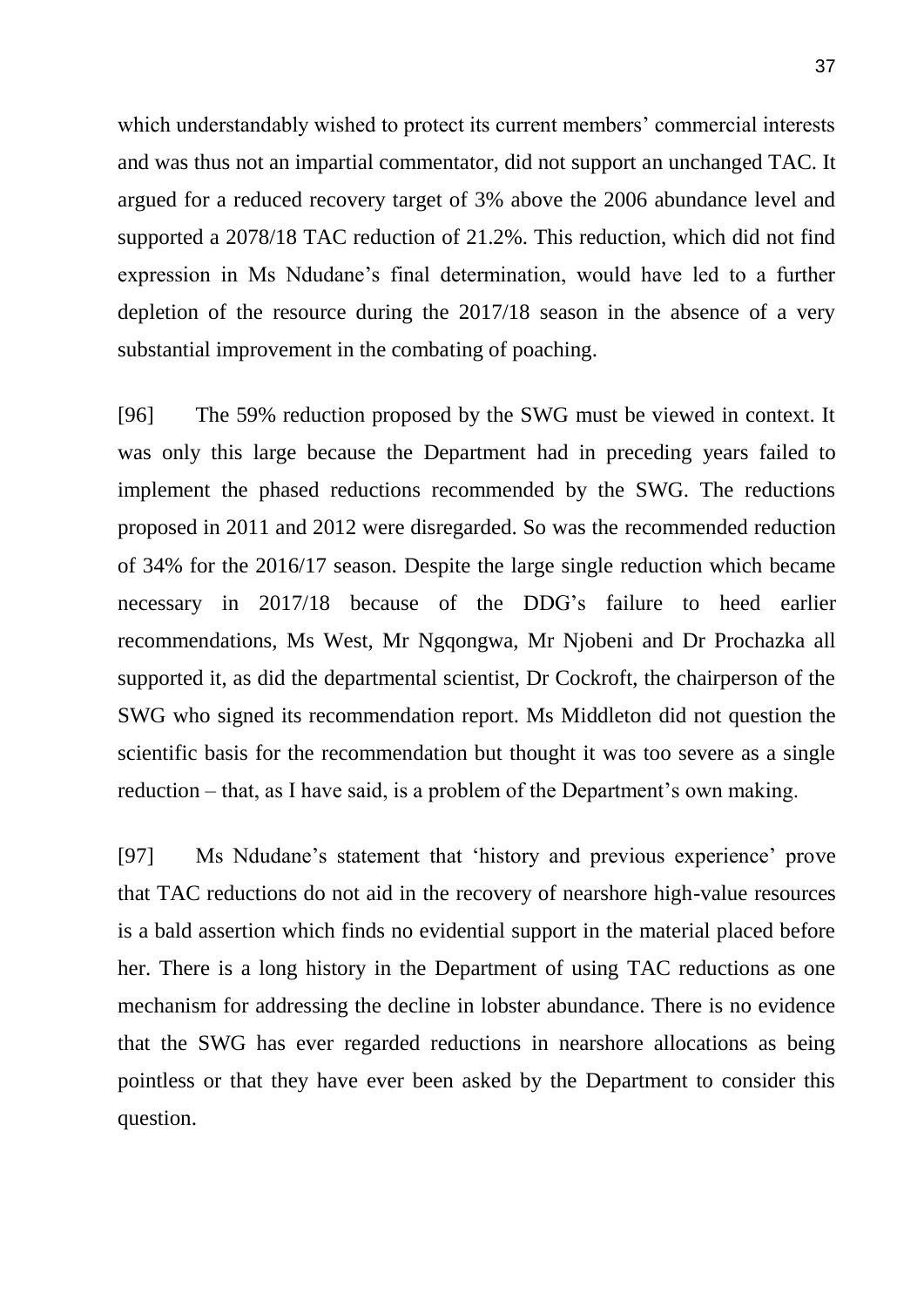which understandably wished to protect its current members' commercial interests and was thus not an impartial commentator, did not support an unchanged TAC. It argued for a reduced recovery target of 3% above the 2006 abundance level and supported a 2078/18 TAC reduction of 21.2%. This reduction, which did not find expression in Ms Ndudane's final determination, would have led to a further depletion of the resource during the 2017/18 season in the absence of a very substantial improvement in the combating of poaching.

[96] The 59% reduction proposed by the SWG must be viewed in context. It was only this large because the Department had in preceding years failed to implement the phased reductions recommended by the SWG. The reductions proposed in 2011 and 2012 were disregarded. So was the recommended reduction of 34% for the 2016/17 season. Despite the large single reduction which became necessary in 2017/18 because of the DDG's failure to heed earlier recommendations, Ms West, Mr Ngqongwa, Mr Njobeni and Dr Prochazka all supported it, as did the departmental scientist, Dr Cockroft, the chairperson of the SWG who signed its recommendation report. Ms Middleton did not question the scientific basis for the recommendation but thought it was too severe as a single reduction – that, as I have said, is a problem of the Department's own making.

[97] Ms Ndudane's statement that 'history and previous experience' prove that TAC reductions do not aid in the recovery of nearshore high-value resources is a bald assertion which finds no evidential support in the material placed before her. There is a long history in the Department of using TAC reductions as one mechanism for addressing the decline in lobster abundance. There is no evidence that the SWG has ever regarded reductions in nearshore allocations as being pointless or that they have ever been asked by the Department to consider this question.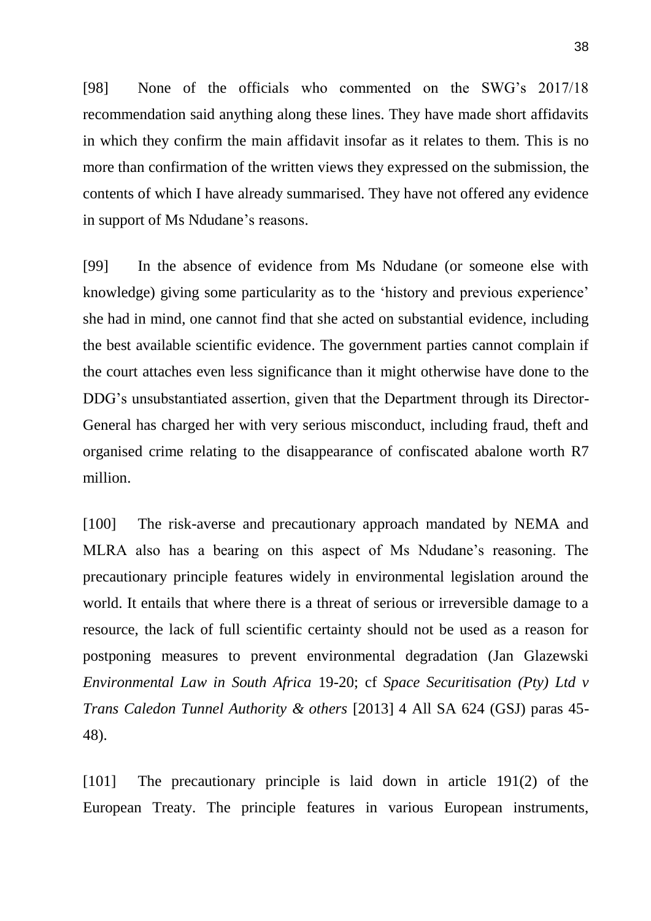[98] None of the officials who commented on the SWG's 2017/18 recommendation said anything along these lines. They have made short affidavits in which they confirm the main affidavit insofar as it relates to them. This is no more than confirmation of the written views they expressed on the submission, the contents of which I have already summarised. They have not offered any evidence in support of Ms Ndudane's reasons.

[99] In the absence of evidence from Ms Ndudane (or someone else with knowledge) giving some particularity as to the 'history and previous experience' she had in mind, one cannot find that she acted on substantial evidence, including the best available scientific evidence. The government parties cannot complain if the court attaches even less significance than it might otherwise have done to the DDG's unsubstantiated assertion, given that the Department through its Director-General has charged her with very serious misconduct, including fraud, theft and organised crime relating to the disappearance of confiscated abalone worth R7 million.

[100] The risk-averse and precautionary approach mandated by NEMA and MLRA also has a bearing on this aspect of Ms Ndudane's reasoning. The precautionary principle features widely in environmental legislation around the world. It entails that where there is a threat of serious or irreversible damage to a resource, the lack of full scientific certainty should not be used as a reason for postponing measures to prevent environmental degradation (Jan Glazewski *Environmental Law in South Africa* 19-20; cf *Space Securitisation (Pty) Ltd v Trans Caledon Tunnel Authority & others* [2013] 4 All SA 624 (GSJ) paras 45-48).

[101] The precautionary principle is laid down in article 191(2) of the European Treaty. The principle features in various European instruments,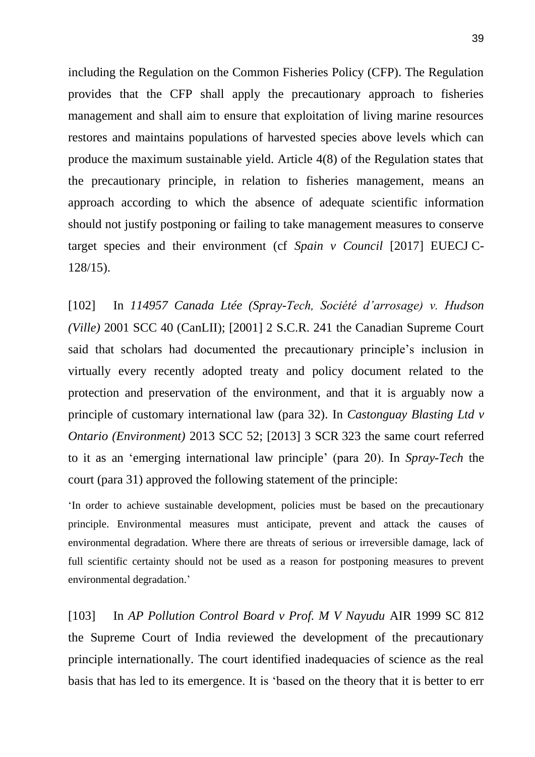including the Regulation on the Common Fisheries Policy (CFP). The Regulation provides that the CFP shall apply the precautionary approach to fisheries management and shall aim to ensure that exploitation of living marine resources restores and maintains populations of harvested species above levels which can produce the maximum sustainable yield. Article 4(8) of the Regulation states that the precautionary principle, in relation to fisheries management, means an approach according to which the absence of adequate scientific information should not justify postponing or failing to take management measures to conserve target species and their environment (cf *Spain v Council* [2017] EUECJ C-128/15).

[102] In *114957 Canada Ltée (Spray-Tech, Société d'arrosage) v. Hudson (Ville)* 2001 SCC 40 (CanLII); [2001] 2 S.C.R. 241 the Canadian Supreme Court said that scholars had documented the precautionary principle's inclusion in virtually every recently adopted treaty and policy document related to the protection and preservation of the environment, and that it is arguably now a principle of customary international law (para 32). In *Castonguay Blasting Ltd v Ontario (Environment)* 2013 SCC 52; [2013] 3 SCR 323 the same court referred to it as an 'emerging international law principle' (para 20). In *Spray-Tech* the court (para 31) approved the following statement of the principle:

> 'In order to achieve sustainable development, policies must be based on the precautionary principle. Environmental measures must anticipate, prevent and attack the causes of environmental degradation. Where there are threats of serious or irreversible damage, lack of full scientific certainty should not be used as a reason for postponing measures to prevent environmental degradation.'

[103] In *AP Pollution Control Board v Prof. M V Nayudu* AIR 1999 SC 812 the Supreme Court of India reviewed the development of the precautionary principle internationally. The court identified inadequacies of science as the real basis that has led to its emergence. It is 'based on the theory that it is better to err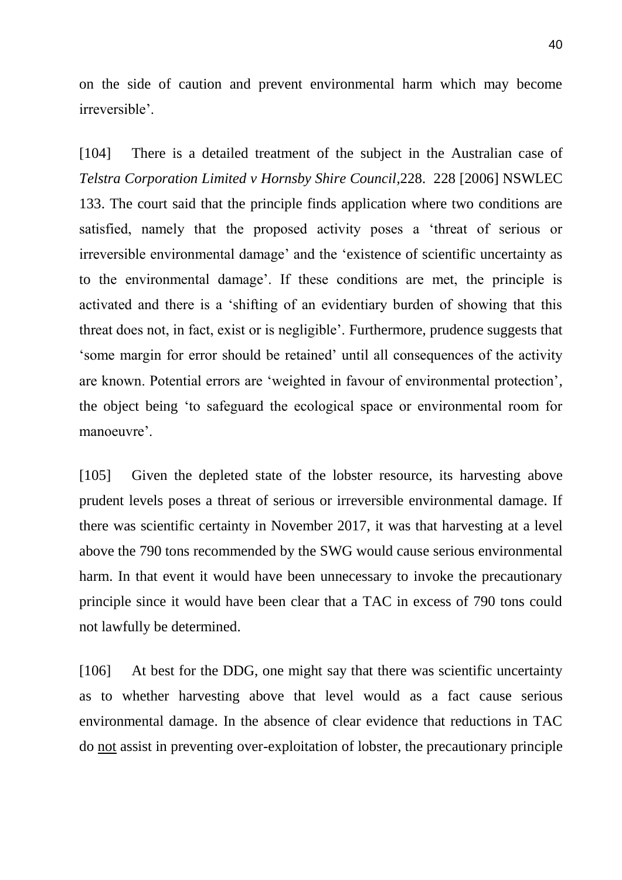on the side of caution and prevent environmental harm which may become irreversible'.

[104] There is a detailed treatment of the subject in the Australian case of *Telstra Corporation Limited v Hornsby Shire Council*,228. 228 [2006] NSWLEC 133. The court said that the principle finds application where two conditions are satisfied, namely that the proposed activity poses a 'threat of serious or irreversible environmental damage' and the 'existence of scientific uncertainty as to the environmental damage'. If these conditions are met, the principle is activated and there is a 'shifting of an evidentiary burden of showing that this threat does not, in fact, exist or is negligible'. Furthermore, prudence suggests that 'some margin for error should be retained' until all consequences of the activity are known. Potential errors are 'weighted in favour of environmental protection', the object being 'to safeguard the ecological space or environmental room for manoeuvre'.

[105] Given the depleted state of the lobster resource, its harvesting above prudent levels poses a threat of serious or irreversible environmental damage. If there was scientific certainty in November 2017, it was that harvesting at a level above the 790 tons recommended by the SWG would cause serious environmental harm. In that event it would have been unnecessary to invoke the precautionary principle since it would have been clear that a TAC in excess of 790 tons could not lawfully be determined.

[106] At best for the DDG, one might say that there was scientific uncertainty as to whether harvesting above that level would as a fact cause serious environmental damage. In the absence of clear evidence that reductions in TAC do <u>not</u> assist in preventing over-exploitation of lobster, the precautionary principle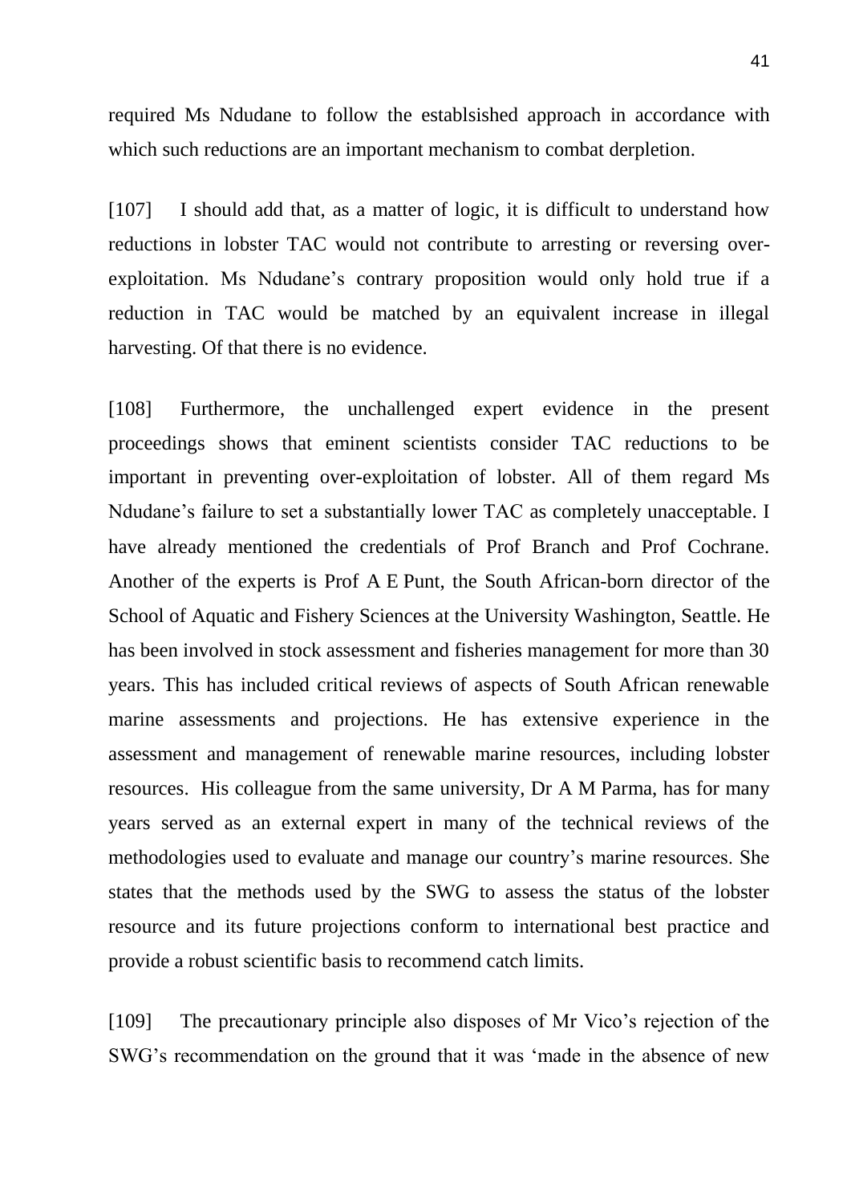required Ms Ndudane to follow the establsished approach in accordance with which such reductions are an important mechanism to combat derpletion.

[107] I should add that, as a matter of logic, it is difficult to understand how reductions in lobster TAC would not contribute to arresting or reversing over-exploitation. Ms Ndudane's contrary proposition would only hold true if a reduction in TAC would be matched by an equivalent increase in illegal harvesting. Of that there is no evidence.

[108] Furthermore, the unchallenged expert evidence in the present proceedings shows that eminent scientists consider TAC reductions to be important in preventing over-exploitation of lobster. All of them regard Ms Ndudane's failure to set a substantially lower TAC as completely unacceptable. I have already mentioned the credentials of Prof Branch and Prof Cochrane. Another of the experts is Prof A E Punt, the South African-born director of the School of Aquatic and Fishery Sciences at the University Washington, Seattle. He has been involved in stock assessment and fisheries management for more than 30 years. This has included critical reviews of aspects of South African renewable marine assessments and projections. He has extensive experience in the assessment and management of renewable marine resources, including lobster resources. His colleague from the same university, Dr A M Parma, has for many years served as an external expert in many of the technical reviews of the methodologies used to evaluate and manage our country's marine resources. She states that the methods used by the SWG to assess the status of the lobster resource and its future projections conform to international best practice and provide a robust scientific basis to recommend catch limits.

[109] The precautionary principle also disposes of Mr Vico's rejection of the SWG's recommendation on the ground that it was 'made in the absence of new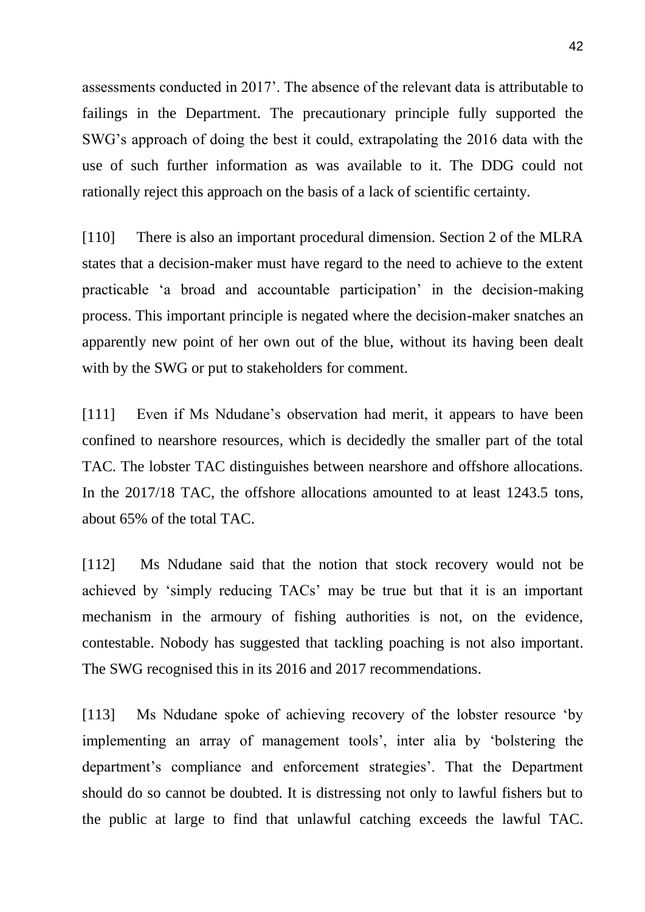assessments conducted in 2017'. The absence of the relevant data is attributable to failings in the Department. The precautionary principle fully supported the SWG's approach of doing the best it could, extrapolating the 2016 data with the use of such further information as was available to it. The DDG could not rationally reject this approach on the basis of a lack of scientific certainty.

[110] There is also an important procedural dimension. Section 2 of the MLRA states that a decision-maker must have regard to the need to achieve to the extent practicable 'a broad and accountable participation' in the decision-making process. This important principle is negated where the decision-maker snatches an apparently new point of her own out of the blue, without its having been dealt with by the SWG or put to stakeholders for comment.

[111] Even if Ms Ndudane's observation had merit, it appears to have been confined to nearshore resources, which is decidedly the smaller part of the total TAC. The lobster TAC distinguishes between nearshore and offshore allocations. In the 2017/18 TAC, the offshore allocations amounted to at least 1243.5 tons, about 65% of the total TAC.

[112] Ms Ndudane said that the notion that stock recovery would not be achieved by 'simply reducing TACs' may be true but that it is an important mechanism in the armoury of fishing authorities is not, on the evidence, contestable. Nobody has suggested that tackling poaching is not also important. The SWG recognised this in its 2016 and 2017 recommendations.

[113] Ms Ndudane spoke of achieving recovery of the lobster resource 'by implementing an array of management tools', inter alia by 'bolstering the department's compliance and enforcement strategies'. That the Department should do so cannot be doubted. It is distressing not only to lawful fishers but to the public at large to find that unlawful catching exceeds the lawful TAC.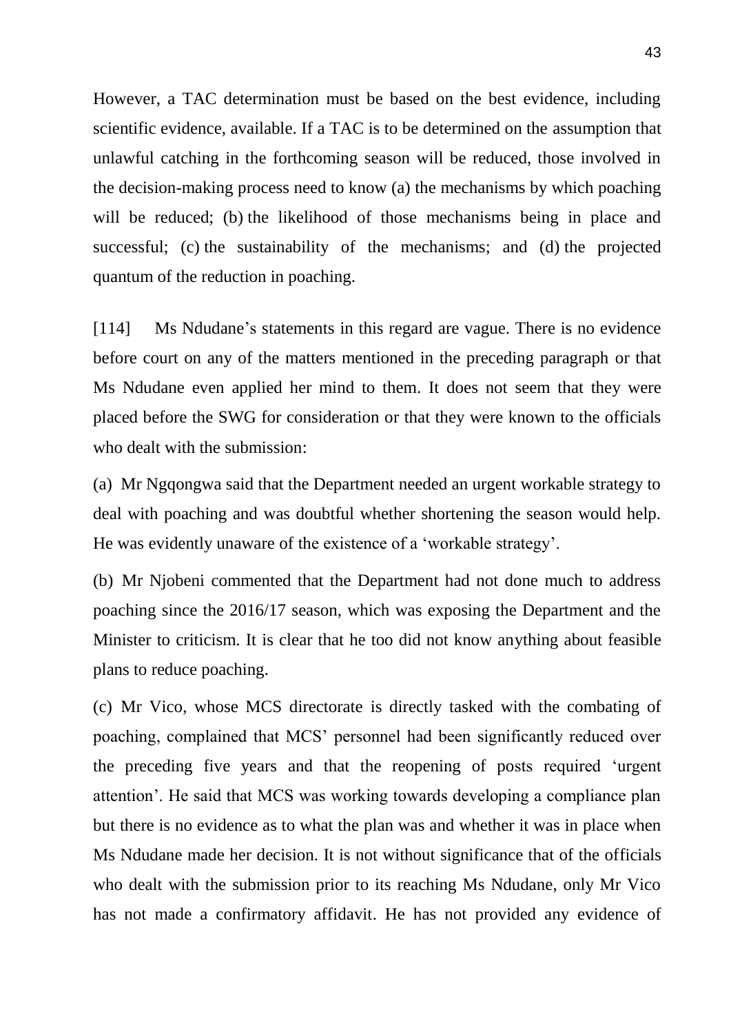However, a TAC determination must be based on the best evidence, including scientific evidence, available. If a TAC is to be determined on the assumption that unlawful catching in the forthcoming season will be reduced, those involved in the decision-making process need to know (a) the mechanisms by which poaching will be reduced; (b) the likelihood of those mechanisms being in place and successful; (c) the sustainability of the mechanisms; and (d) the projected quantum of the reduction in poaching.

[114] Ms Ndudane's statements in this regard are vague. There is no evidence before court on any of the matters mentioned in the preceding paragraph or that Ms Ndudane even applied her mind to them. It does not seem that they were placed before the SWG for consideration or that they were known to the officials who dealt with the submission:

(a) Mr Ngqongwa said that the Department needed an urgent workable strategy to deal with poaching and was doubtful whether shortening the season would help. He was evidently unaware of the existence of a 'workable strategy'.

(b) Mr Njobeni commented that the Department had not done much to address poaching since the 2016/17 season, which was exposing the Department and the Minister to criticism. It is clear that he too did not know anything about feasible plans to reduce poaching.

(c) Mr Vico, whose MCS directorate is directly tasked with the combating of poaching, complained that MCS' personnel had been significantly reduced over the preceding five years and that the reopening of posts required 'urgent attention'. He said that MCS was working towards developing a compliance plan but there is no evidence as to what the plan was and whether it was in place when Ms Ndudane made her decision. It is not without significance that of the officials who dealt with the submission prior to its reaching Ms Ndudane, only Mr Vico has not made a confirmatory affidavit. He has not provided any evidence of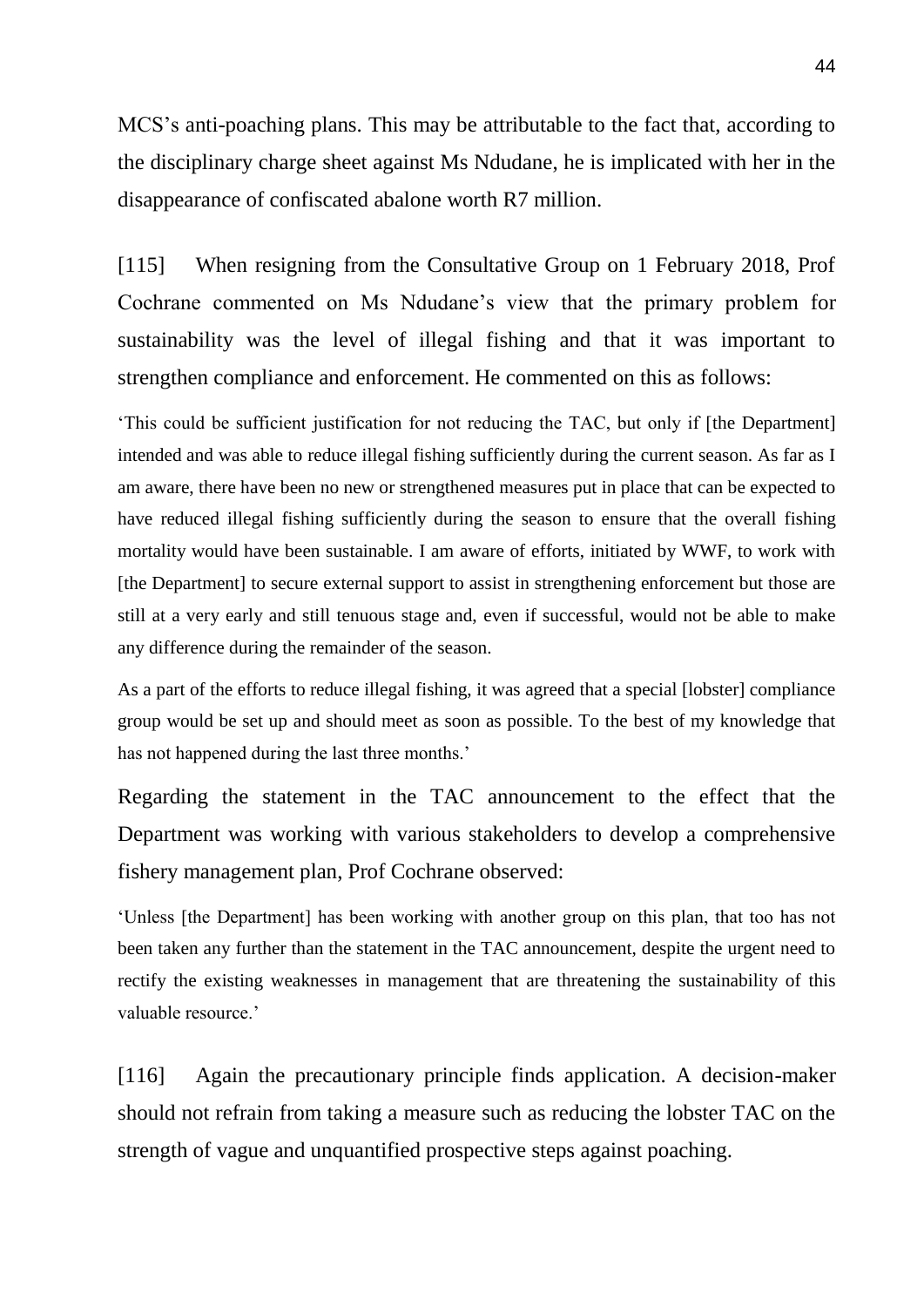MCS's anti-poaching plans. This may be attributable to the fact that, according to the disciplinary charge sheet against Ms Ndudane, he is implicated with her in the disappearance of confiscated abalone worth R7 million.

[115] When resigning from the Consultative Group on 1 February 2018, Prof Cochrane commented on Ms Ndudane's view that the primary problem for sustainability was the level of illegal fishing and that it was important to strengthen compliance and enforcement. He commented on this as follows:

> 'This could be sufficient justification for not reducing the TAC, but only if [the Department] intended and was able to reduce illegal fishing sufficiently during the current season. As far as I am aware, there have been no new or strengthened measures put in place that can be expected to have reduced illegal fishing sufficiently during the season to ensure that the overall fishing mortality would have been sustainable. I am aware of efforts, initiated by WWF, to work with [the Department] to secure external support to assist in strengthening enforcement but those are still at a very early and still tenuous stage and, even if successful, would not be able to make any difference during the remainder of the season.
>
> As a part of the efforts to reduce illegal fishing, it was agreed that a special [lobster] compliance group would be set up and should meet as soon as possible. To the best of my knowledge that has not happened during the last three months.'

Regarding the statement in the TAC announcement to the effect that the Department was working with various stakeholders to develop a comprehensive fishery management plan, Prof Cochrane observed:

> 'Unless [the Department] has been working with another group on this plan, that too has not been taken any further than the statement in the TAC announcement, despite the urgent need to rectify the existing weaknesses in management that are threatening the sustainability of this valuable resource.'

[116] Again the precautionary principle finds application. A decision-maker should not refrain from taking a measure such as reducing the lobster TAC on the strength of vague and unquantified prospective steps against poaching.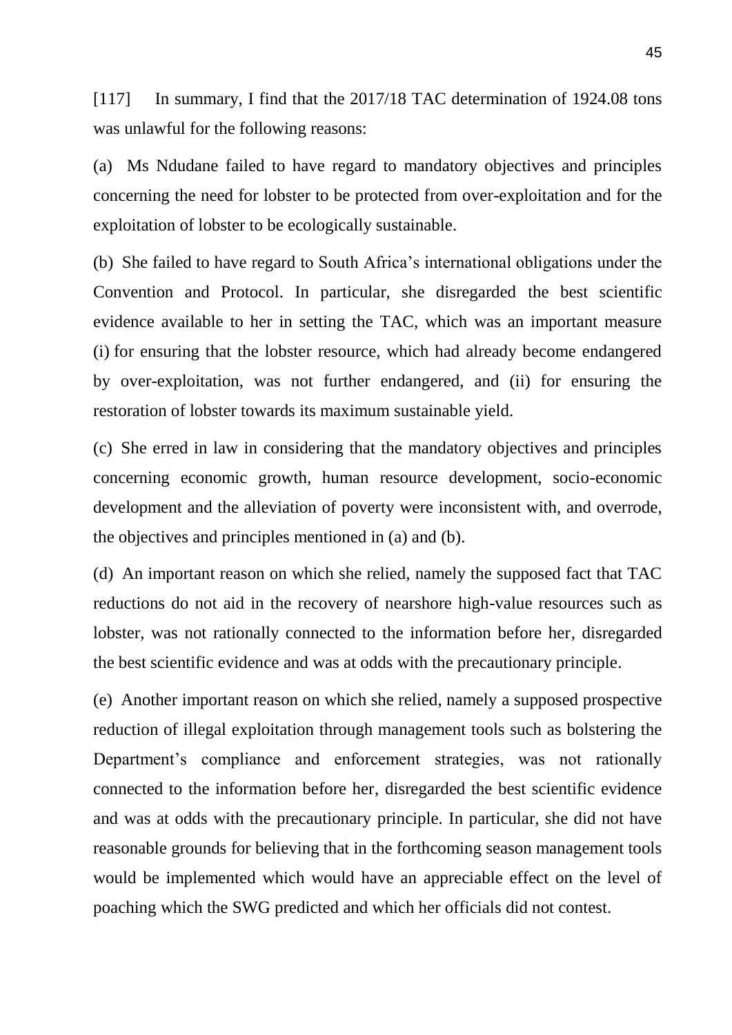[117] In summary, I find that the 2017/18 TAC determination of 1924.08 tons was unlawful for the following reasons:

(a) Ms Ndudane failed to have regard to mandatory objectives and principles concerning the need for lobster to be protected from over-exploitation and for the exploitation of lobster to be ecologically sustainable.

(b) She failed to have regard to South Africa's international obligations under the Convention and Protocol. In particular, she disregarded the best scientific evidence available to her in setting the TAC, which was an important measure (i) for ensuring that the lobster resource, which had already become endangered by over-exploitation, was not further endangered, and (ii) for ensuring the restoration of lobster towards its maximum sustainable yield.

(c) She erred in law in considering that the mandatory objectives and principles concerning economic growth, human resource development, socio-economic development and the alleviation of poverty were inconsistent with, and overrode, the objectives and principles mentioned in (a) and (b).

(d) An important reason on which she relied, namely the supposed fact that TAC reductions do not aid in the recovery of nearshore high-value resources such as lobster, was not rationally connected to the information before her, disregarded the best scientific evidence and was at odds with the precautionary principle.

(e) Another important reason on which she relied, namely a supposed prospective reduction of illegal exploitation through management tools such as bolstering the Department's compliance and enforcement strategies, was not rationally connected to the information before her, disregarded the best scientific evidence and was at odds with the precautionary principle. In particular, she did not have reasonable grounds for believing that in the forthcoming season management tools would be implemented which would have an appreciable effect on the level of poaching which the SWG predicted and which her officials did not contest.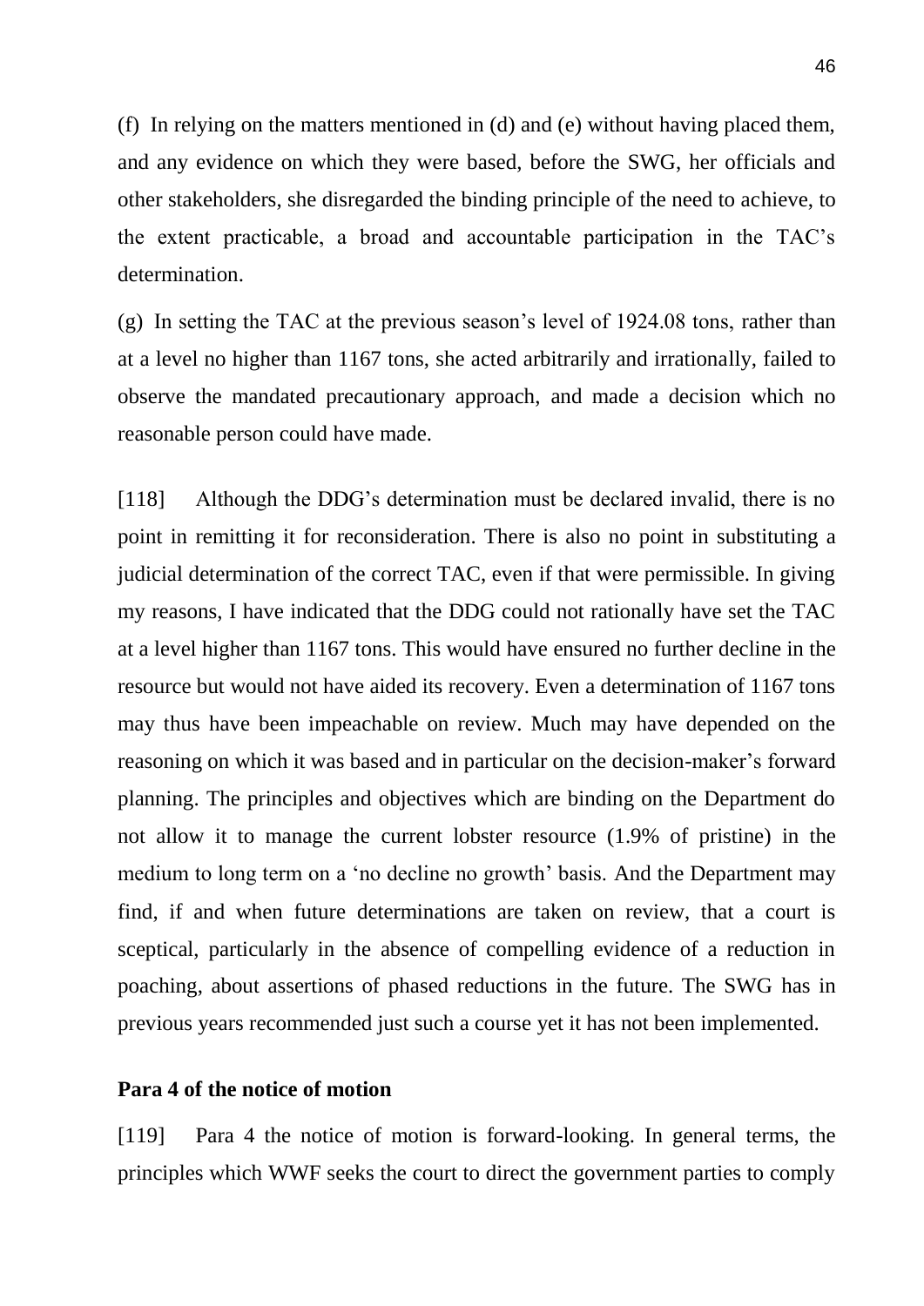(f) In relying on the matters mentioned in (d) and (e) without having placed them, and any evidence on which they were based, before the SWG, her officials and other stakeholders, she disregarded the binding principle of the need to achieve, to the extent practicable, a broad and accountable participation in the TAC's determination.

(g) In setting the TAC at the previous season's level of 1924.08 tons, rather than at a level no higher than 1167 tons, she acted arbitrarily and irrationally, failed to observe the mandated precautionary approach, and made a decision which no reasonable person could have made.

[118] Although the DDG's determination must be declared invalid, there is no point in remitting it for reconsideration. There is also no point in substituting a judicial determination of the correct TAC, even if that were permissible. In giving my reasons, I have indicated that the DDG could not rationally have set the TAC at a level higher than 1167 tons. This would have ensured no further decline in the resource but would not have aided its recovery. Even a determination of 1167 tons may thus have been impeachable on review. Much may have depended on the reasoning on which it was based and in particular on the decision-maker's forward planning. The principles and objectives which are binding on the Department do not allow it to manage the current lobster resource (1.9% of pristine) in the medium to long term on a 'no decline no growth' basis. And the Department may find, if and when future determinations are taken on review, that a court is sceptical, particularly in the absence of compelling evidence of a reduction in poaching, about assertions of phased reductions in the future. The SWG has in previous years recommended just such a course yet it has not been implemented.

**Para 4 of the notice of motion**

[119] Para 4 the notice of motion is forward-looking. In general terms, the principles which WWF seeks the court to direct the government parties to comply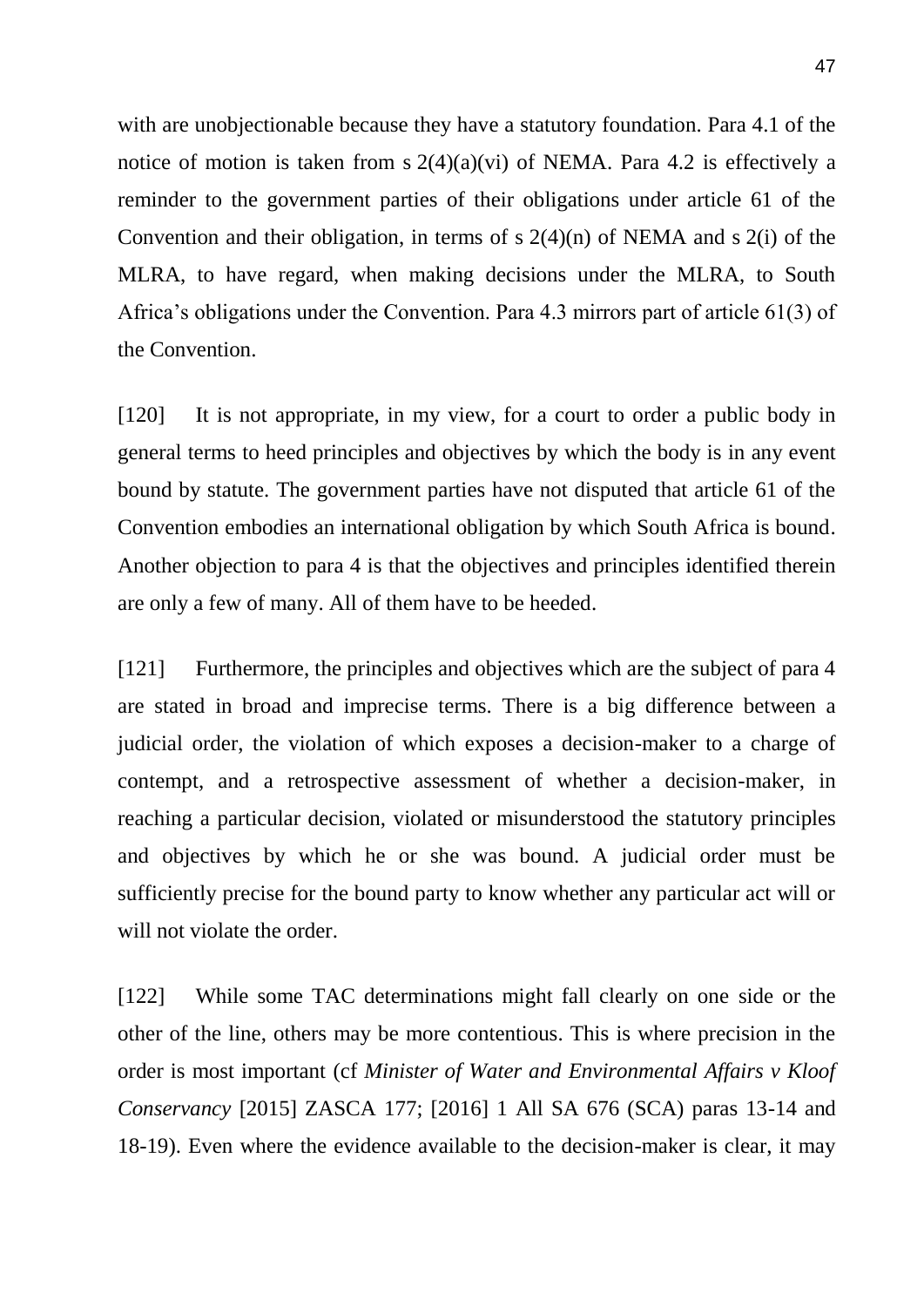with are unobjectionable because they have a statutory foundation. Para 4.1 of the notice of motion is taken from s 2(4)(a)(vi) of NEMA. Para 4.2 is effectively a reminder to the government parties of their obligations under article 61 of the Convention and their obligation, in terms of s 2(4)(n) of NEMA and s 2(i) of the MLRA, to have regard, when making decisions under the MLRA, to South Africa's obligations under the Convention. Para 4.3 mirrors part of article 61(3) of the Convention.

[120] It is not appropriate, in my view, for a court to order a public body in general terms to heed principles and objectives by which the body is in any event bound by statute. The government parties have not disputed that article 61 of the Convention embodies an international obligation by which South Africa is bound. Another objection to para 4 is that the objectives and principles identified therein are only a few of many. All of them have to be heeded.

[121] Furthermore, the principles and objectives which are the subject of para 4 are stated in broad and imprecise terms. There is a big difference between a judicial order, the violation of which exposes a decision-maker to a charge of contempt, and a retrospective assessment of whether a decision-maker, in reaching a particular decision, violated or misunderstood the statutory principles and objectives by which he or she was bound. A judicial order must be sufficiently precise for the bound party to know whether any particular act will or will not violate the order.

[122] While some TAC determinations might fall clearly on one side or the other of the line, others may be more contentious. This is where precision in the order is most important (cf *Minister of Water and Environmental Affairs v Kloof Conservancy* [2015] ZASCA 177; [2016] 1 All SA 676 (SCA) paras 13-14 and 18-19). Even where the evidence available to the decision-maker is clear, it may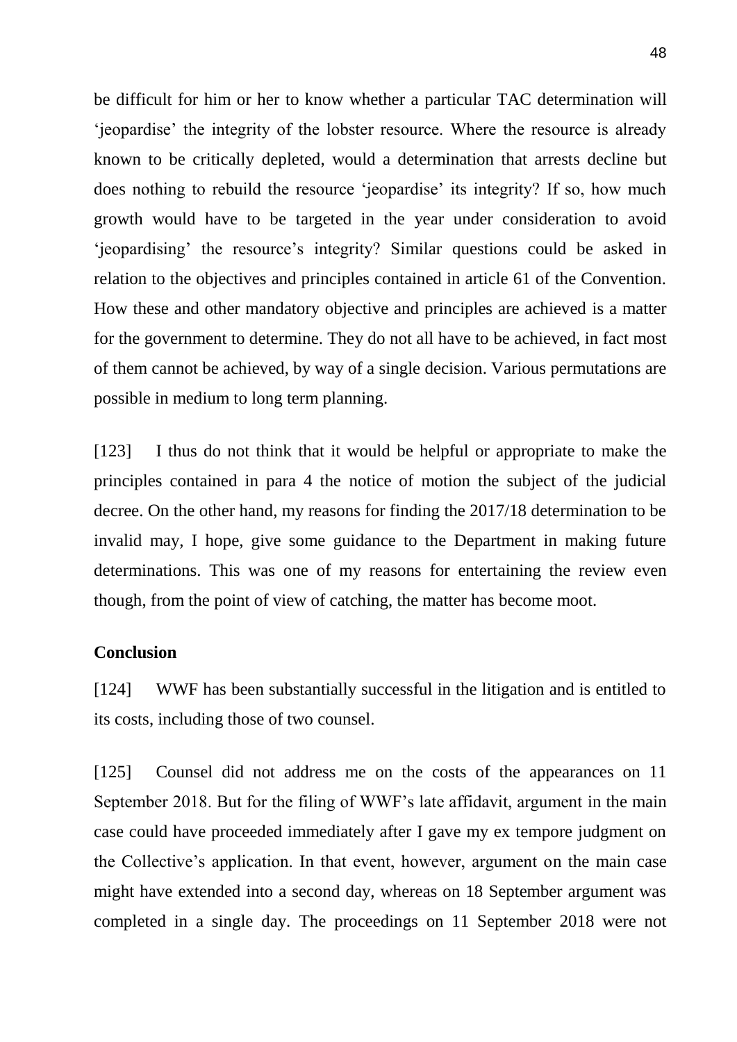be difficult for him or her to know whether a particular TAC determination will 'jeopardise' the integrity of the lobster resource. Where the resource is already known to be critically depleted, would a determination that arrests decline but does nothing to rebuild the resource 'jeopardise' its integrity? If so, how much growth would have to be targeted in the year under consideration to avoid 'jeopardising' the resource's integrity? Similar questions could be asked in relation to the objectives and principles contained in article 61 of the Convention. How these and other mandatory objective and principles are achieved is a matter for the government to determine. They do not all have to be achieved, in fact most of them cannot be achieved, by way of a single decision. Various permutations are possible in medium to long term planning.

[123] I thus do not think that it would be helpful or appropriate to make the principles contained in para 4 the notice of motion the subject of the judicial decree. On the other hand, my reasons for finding the 2017/18 determination to be invalid may, I hope, give some guidance to the Department in making future determinations. This was one of my reasons for entertaining the review even though, from the point of view of catching, the matter has become moot.

**Conclusion**

[124] WWF has been substantially successful in the litigation and is entitled to its costs, including those of two counsel.

[125] Counsel did not address me on the costs of the appearances on 11 September 2018. But for the filing of WWF's late affidavit, argument in the main case could have proceeded immediately after I gave my ex tempore judgment on the Collective's application. In that event, however, argument on the main case might have extended into a second day, whereas on 18 September argument was completed in a single day. The proceedings on 11 September 2018 were not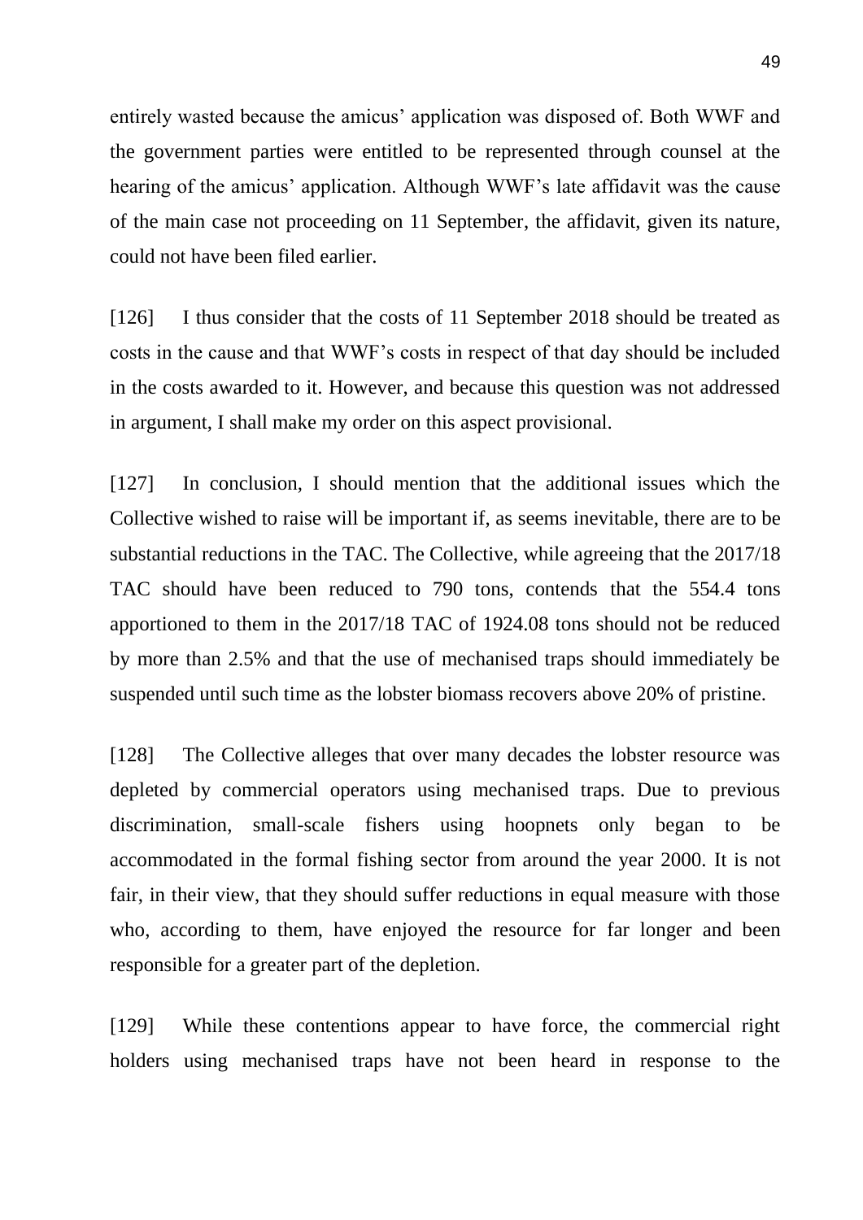entirely wasted because the amicus' application was disposed of. Both WWF and the government parties were entitled to be represented through counsel at the hearing of the amicus' application. Although WWF's late affidavit was the cause of the main case not proceeding on 11 September, the affidavit, given its nature, could not have been filed earlier.

[126] I thus consider that the costs of 11 September 2018 should be treated as costs in the cause and that WWF's costs in respect of that day should be included in the costs awarded to it. However, and because this question was not addressed in argument, I shall make my order on this aspect provisional.

[127] In conclusion, I should mention that the additional issues which the Collective wished to raise will be important if, as seems inevitable, there are to be substantial reductions in the TAC. The Collective, while agreeing that the 2017/18 TAC should have been reduced to 790 tons, contends that the 554.4 tons apportioned to them in the 2017/18 TAC of 1924.08 tons should not be reduced by more than 2.5% and that the use of mechanised traps should immediately be suspended until such time as the lobster biomass recovers above 20% of pristine.

[128] The Collective alleges that over many decades the lobster resource was depleted by commercial operators using mechanised traps. Due to previous discrimination, small-scale fishers using hoopnets only began to be accommodated in the formal fishing sector from around the year 2000. It is not fair, in their view, that they should suffer reductions in equal measure with those who, according to them, have enjoyed the resource for far longer and been responsible for a greater part of the depletion.

[129] While these contentions appear to have force, the commercial right holders using mechanised traps have not been heard in response to the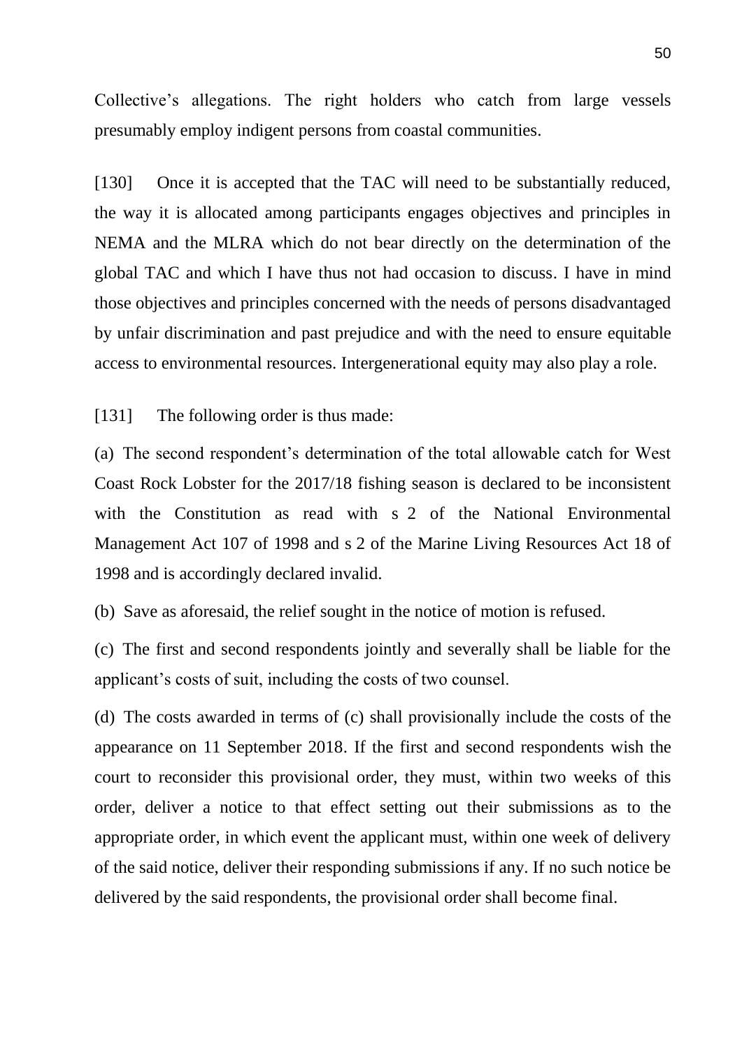Collective's allegations. The right holders who catch from large vessels presumably employ indigent persons from coastal communities.

[130] Once it is accepted that the TAC will need to be substantially reduced, the way it is allocated among participants engages objectives and principles in NEMA and the MLRA which do not bear directly on the determination of the global TAC and which I have thus not had occasion to discuss. I have in mind those objectives and principles concerned with the needs of persons disadvantaged by unfair discrimination and past prejudice and with the need to ensure equitable access to environmental resources. Intergenerational equity may also play a role.

[131] The following order is thus made:

(a) The second respondent's determination of the total allowable catch for West Coast Rock Lobster for the 2017/18 fishing season is declared to be inconsistent with the Constitution as read with s 2 of the National Environmental Management Act 107 of 1998 and s 2 of the Marine Living Resources Act 18 of 1998 and is accordingly declared invalid.

(b) Save as aforesaid, the relief sought in the notice of motion is refused.

(c) The first and second respondents jointly and severally shall be liable for the applicant's costs of suit, including the costs of two counsel.

(d) The costs awarded in terms of (c) shall provisionally include the costs of the appearance on 11 September 2018. If the first and second respondents wish the court to reconsider this provisional order, they must, within two weeks of this order, deliver a notice to that effect setting out their submissions as to the appropriate order, in which event the applicant must, within one week of delivery of the said notice, deliver their responding submissions if any. If no such notice be delivered by the said respondents, the provisional order shall become final.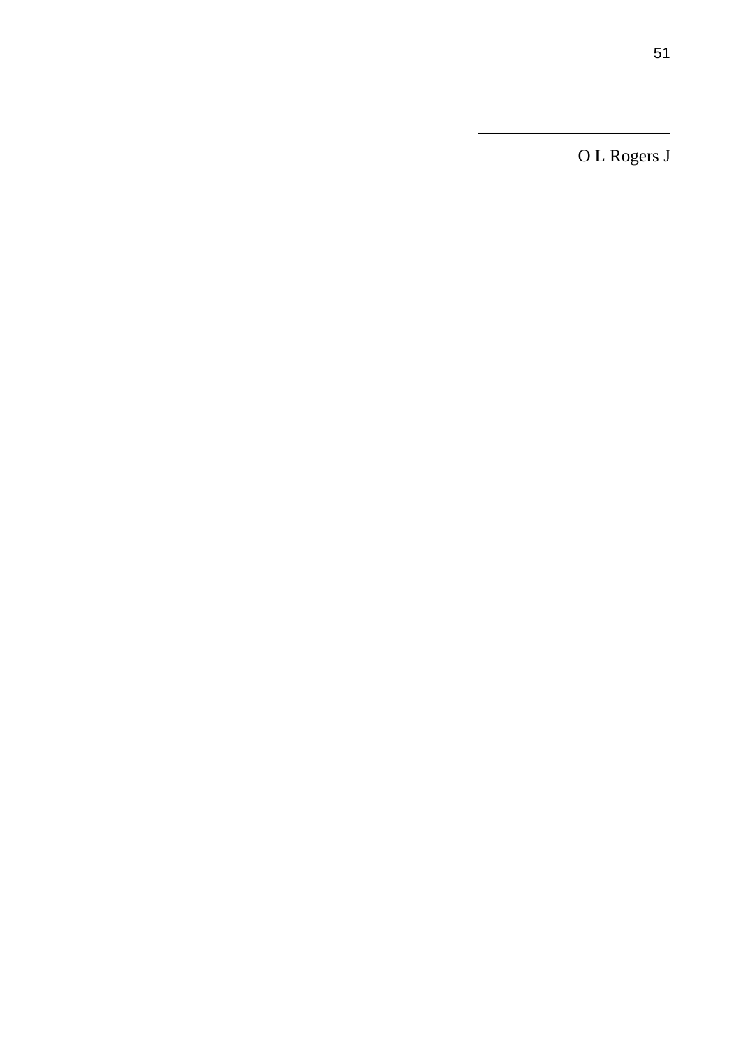---

O L Rogers J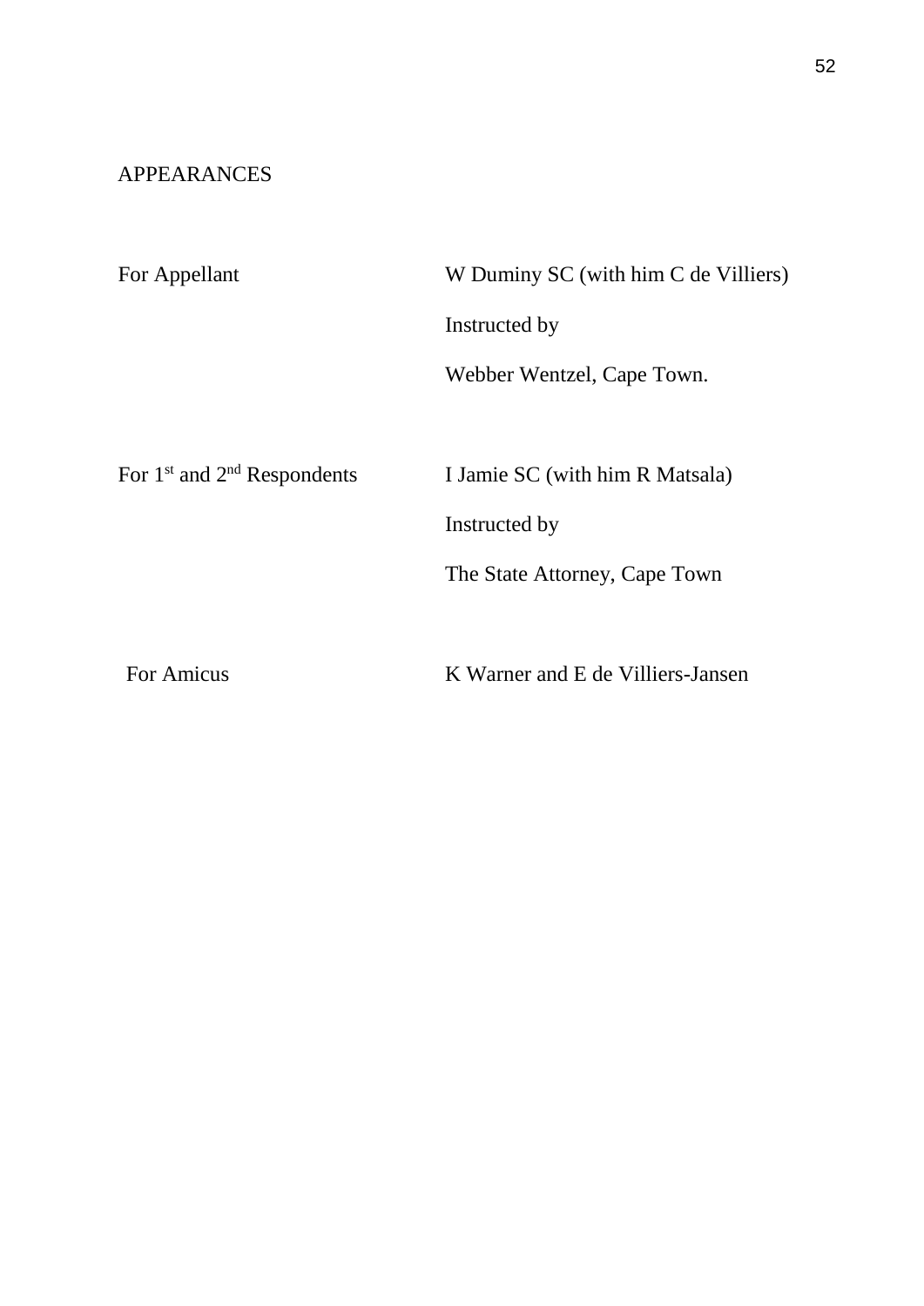APPEARANCES

| | |
|---|---|
| For Appellant | W Duminy SC (with him C de Villiers) |
| | Instructed by |
| | Webber Wentzel, Cape Town. |
| | |
| For 1st and 2nd Respondents | I Jamie SC (with him R Matsala) |
| | Instructed by |
| | The State Attorney, Cape Town |
| | |
| For Amicus | K Warner and E de Villiers-Jansen |